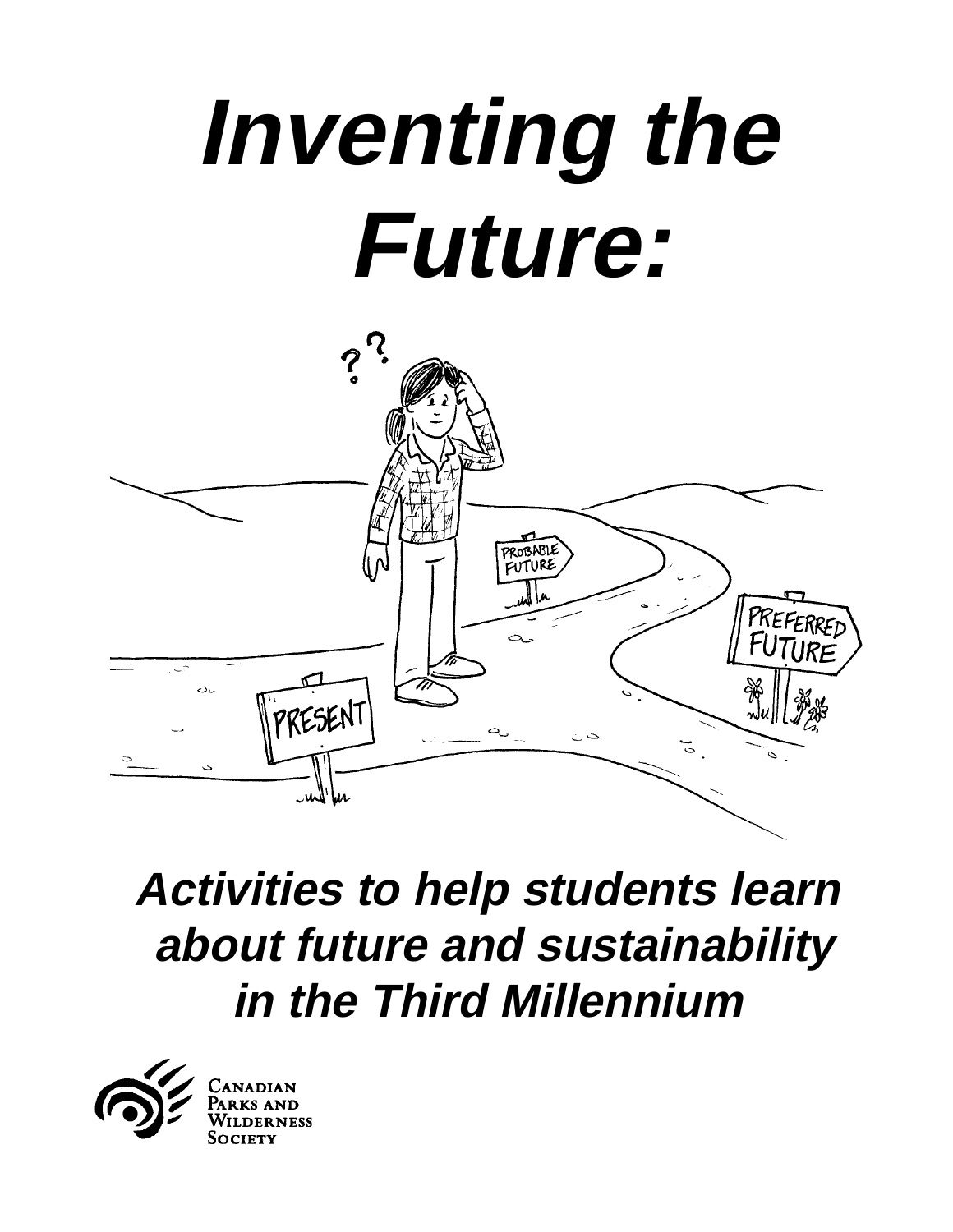# Inventing the Future:

## *Activities to help students learn about future and sustainability in the Third Millennium*

Canadian Parks and Wilderness Society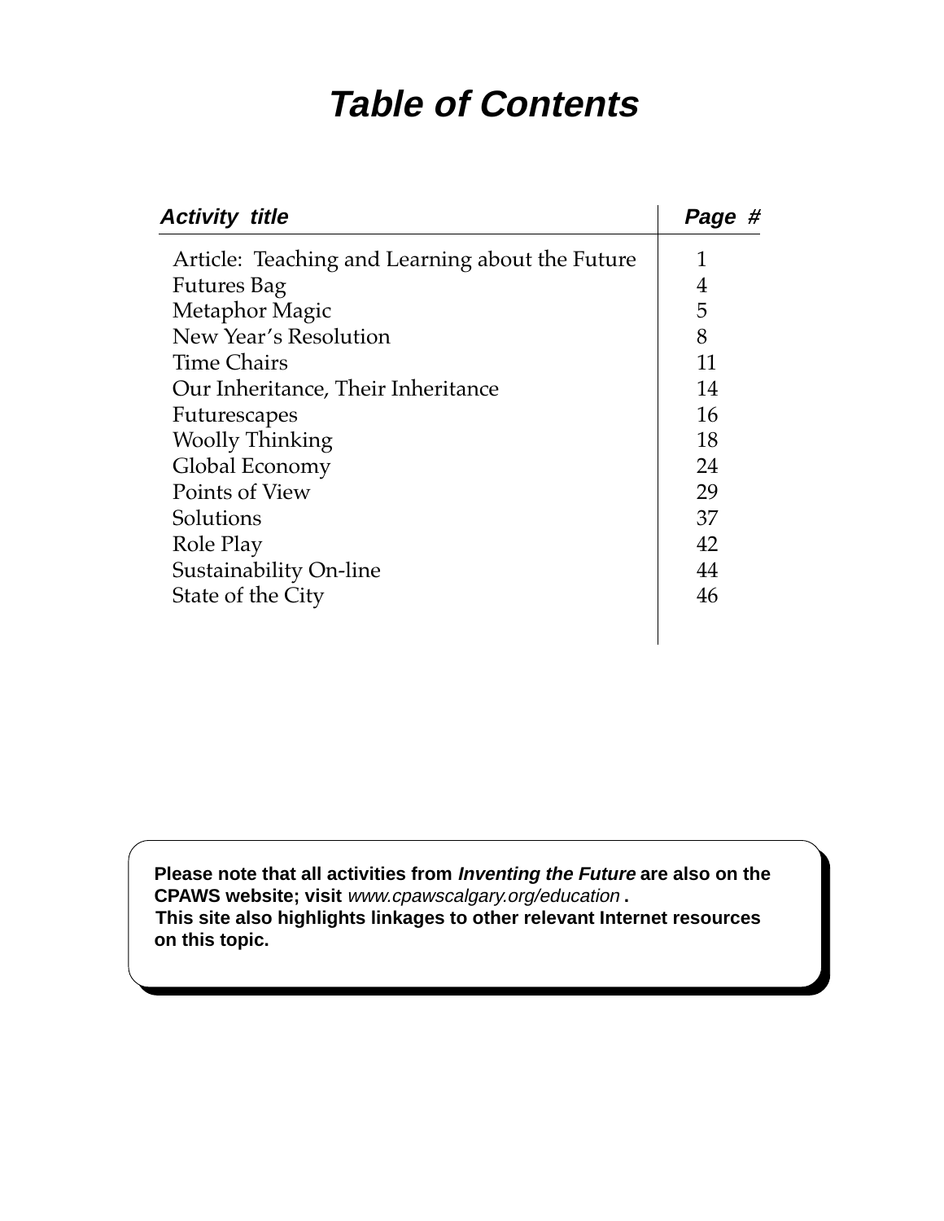# *Table of Contents*

| *Activity title* | *Page #* |
| --- | --- |
| Article: Teaching and Learning about the Future | 1 |
| Futures Bag | 4 |
| Metaphor Magic | 5 |
| New Year's Resolution | 8 |
| Time Chairs | 11 |
| Our Inheritance, Their Inheritance | 14 |
| Futurescapes | 16 |
| Woolly Thinking | 18 |
| Global Economy | 24 |
| Points of View | 29 |
| Solutions | 37 |
| Role Play | 42 |
| Sustainability On-line | 44 |
| State of the City | 46 |

**Please note that all activities from *Inventing the Future* are also on the CPAWS website; visit** *www.cpawscalgary.org/education* **.**
**This site also highlights linkages to other relevant Internet resources on this topic.**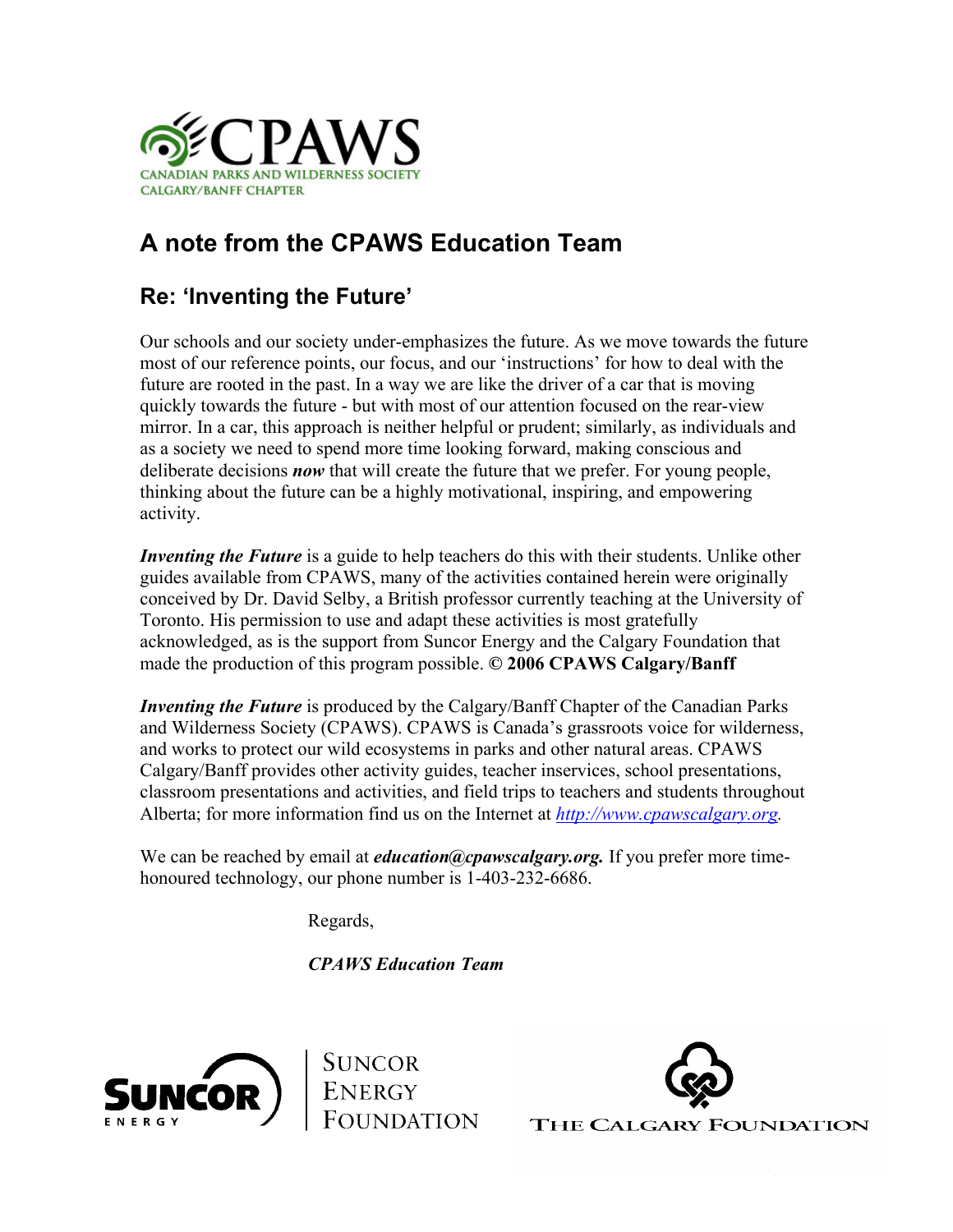CPAWS
CANADIAN PARKS AND WILDERNESS SOCIETY
CALGARY/BANFF CHAPTER

# A note from the CPAWS Education Team

## Re: 'Inventing the Future'

Our schools and our society under-emphasizes the future. As we move towards the future most of our reference points, our focus, and our 'instructions' for how to deal with the future are rooted in the past. In a way we are like the driver of a car that is moving quickly towards the future - but with most of our attention focused on the rear-view mirror. In a car, this approach is neither helpful or prudent; similarly, as individuals and as a society we need to spend more time looking forward, making conscious and deliberate decisions ***now*** that will create the future that we prefer. For young people, thinking about the future can be a highly motivational, inspiring, and empowering activity.

***Inventing the Future*** is a guide to help teachers do this with their students. Unlike other guides available from CPAWS, many of the activities contained herein were originally conceived by Dr. David Selby, a British professor currently teaching at the University of Toronto. His permission to use and adapt these activities is most gratefully acknowledged, as is the support from Suncor Energy and the Calgary Foundation that made the production of this program possible. **© 2006 CPAWS Calgary/Banff**

***Inventing the Future*** is produced by the Calgary/Banff Chapter of the Canadian Parks and Wilderness Society (CPAWS). CPAWS is Canada's grassroots voice for wilderness, and works to protect our wild ecosystems in parks and other natural areas. CPAWS Calgary/Banff provides other activity guides, teacher inservices, school presentations, classroom presentations and activities, and field trips to teachers and students throughout Alberta; for more information find us on the Internet at [http://www.cpawscalgary.org](http://www.cpawscalgary.org).

We can be reached by email at ***education@cpawscalgary.org.*** If you prefer more time-honoured technology, our phone number is 1-403-232-6686.

Regards,

***CPAWS Education Team***

SUNCOR ENERGY | SUNCOR ENERGY FOUNDATION

THE CALGARY FOUNDATION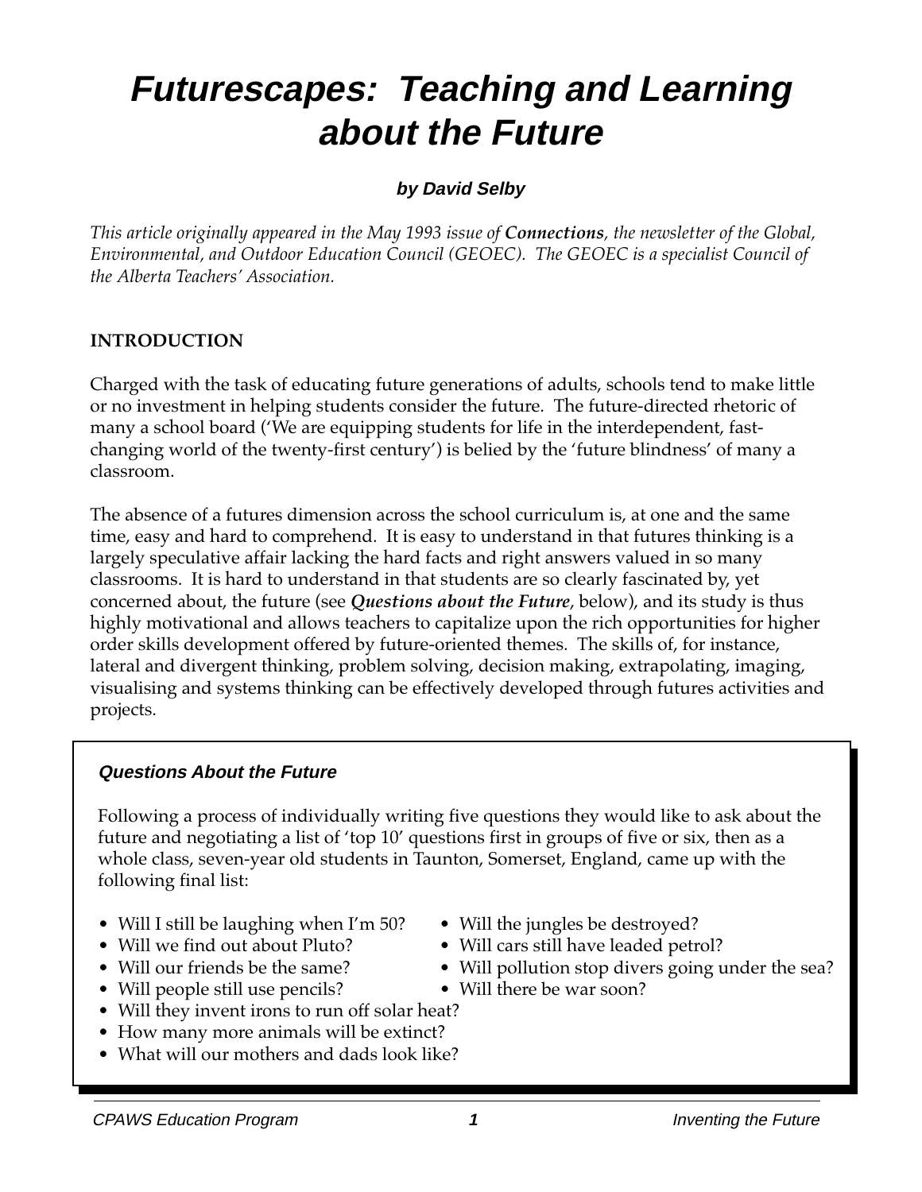# Futurescapes: Teaching and Learning about the Future

**by David Selby**

*This article originally appeared in the May 1993 issue of **Connections**, the newsletter of the Global, Environmental, and Outdoor Education Council (GEOEC). The GEOEC is a specialist Council of the Alberta Teachers' Association.*

## INTRODUCTION

Charged with the task of educating future generations of adults, schools tend to make little or no investment in helping students consider the future. The future-directed rhetoric of many a school board ('We are equipping students for life in the interdependent, fast-changing world of the twenty-first century') is belied by the 'future blindness' of many a classroom.

The absence of a futures dimension across the school curriculum is, at one and the same time, easy and hard to comprehend. It is easy to understand in that futures thinking is a largely speculative affair lacking the hard facts and right answers valued in so many classrooms. It is hard to understand in that students are so clearly fascinated by, yet concerned about, the future (see ***Questions about the Future***, below), and its study is thus highly motivational and allows teachers to capitalize upon the rich opportunities for higher order skills development offered by future-oriented themes. The skills of, for instance, lateral and divergent thinking, problem solving, decision making, extrapolating, imaging, visualising and systems thinking can be effectively developed through futures activities and projects.

### Questions About the Future

Following a process of individually writing five questions they would like to ask about the future and negotiating a list of 'top 10' questions first in groups of five or six, then as a whole class, seven-year old students in Taunton, Somerset, England, came up with the following final list:

- Will I still be laughing when I'm 50?
- Will we find out about Pluto?
- Will our friends be the same?
- Will people still use pencils?
- Will they invent irons to run off solar heat?
- How many more animals will be extinct?
- What will our mothers and dads look like?
- Will the jungles be destroyed?
- Will cars still have leaded petrol?
- Will pollution stop divers going under the sea?
- Will there be war soon?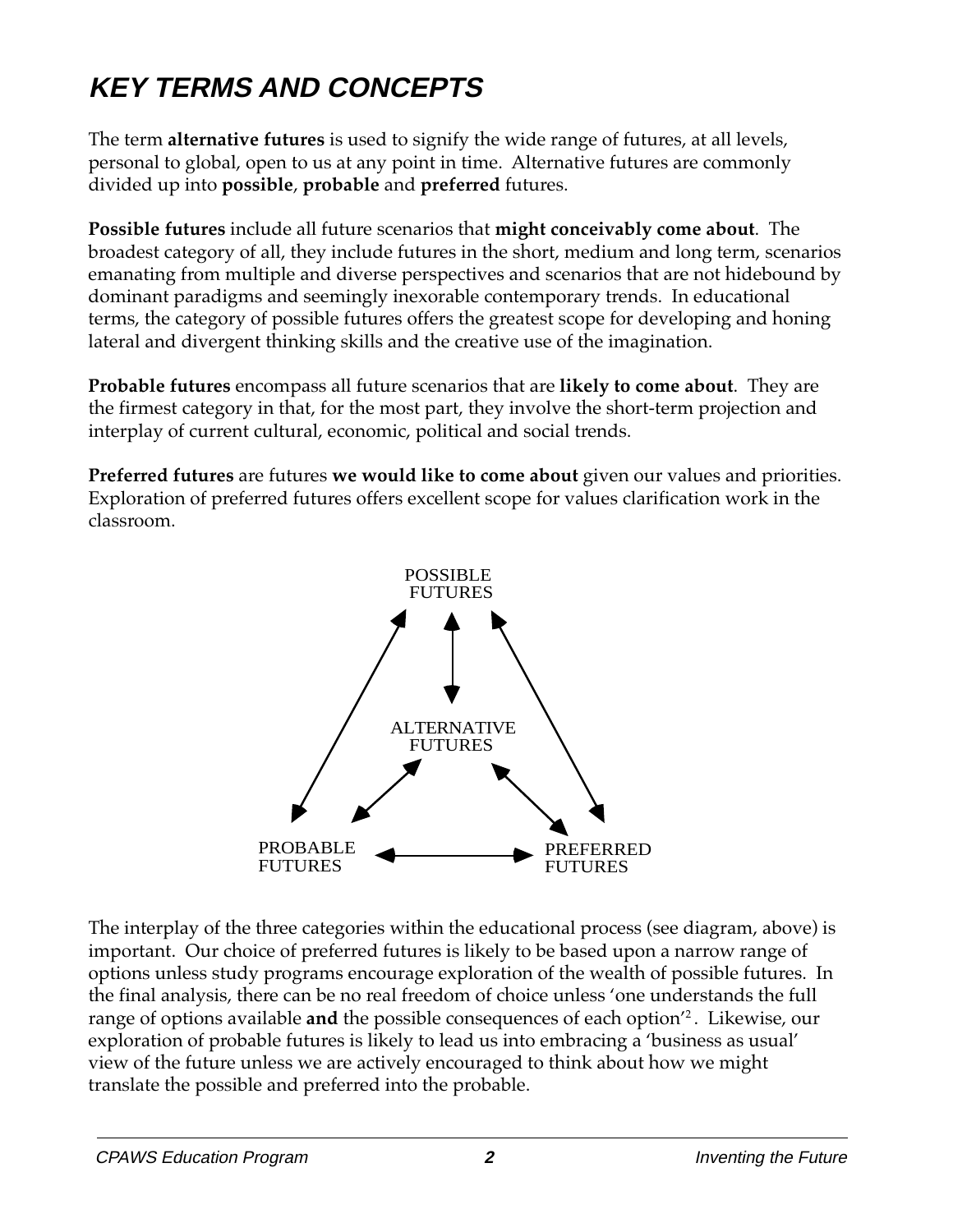# KEY TERMS AND CONCEPTS

The term **alternative futures** is used to signify the wide range of futures, at all levels, personal to global, open to us at any point in time. Alternative futures are commonly divided up into **possible**, **probable** and **preferred** futures.

**Possible futures** include all future scenarios that **might conceivably come about**. The broadest category of all, they include futures in the short, medium and long term, scenarios emanating from multiple and diverse perspectives and scenarios that are not hidebound by dominant paradigms and seemingly inexorable contemporary trends. In educational terms, the category of possible futures offers the greatest scope for developing and honing lateral and divergent thinking skills and the creative use of the imagination.

**Probable futures** encompass all future scenarios that are **likely to come about**. They are the firmest category in that, for the most part, they involve the short-term projection and interplay of current cultural, economic, political and social trends.

**Preferred futures** are futures **we would like to come about** given our values and priorities. Exploration of preferred futures offers excellent scope for values clarification work in the classroom.

POSSIBLE FUTURES

ALTERNATIVE FUTURES

PROBABLE FUTURES

PREFERRED FUTURES

The interplay of the three categories within the educational process (see diagram, above) is important. Our choice of preferred futures is likely to be based upon a narrow range of options unless study programs encourage exploration of the wealth of possible futures. In the final analysis, there can be no real freedom of choice unless 'one understands the full range of options available **and** the possible consequences of each option'[2]. Likewise, our exploration of probable futures is likely to lead us into embracing a 'business as usual' view of the future unless we are actively encouraged to think about how we might translate the possible and preferred into the probable.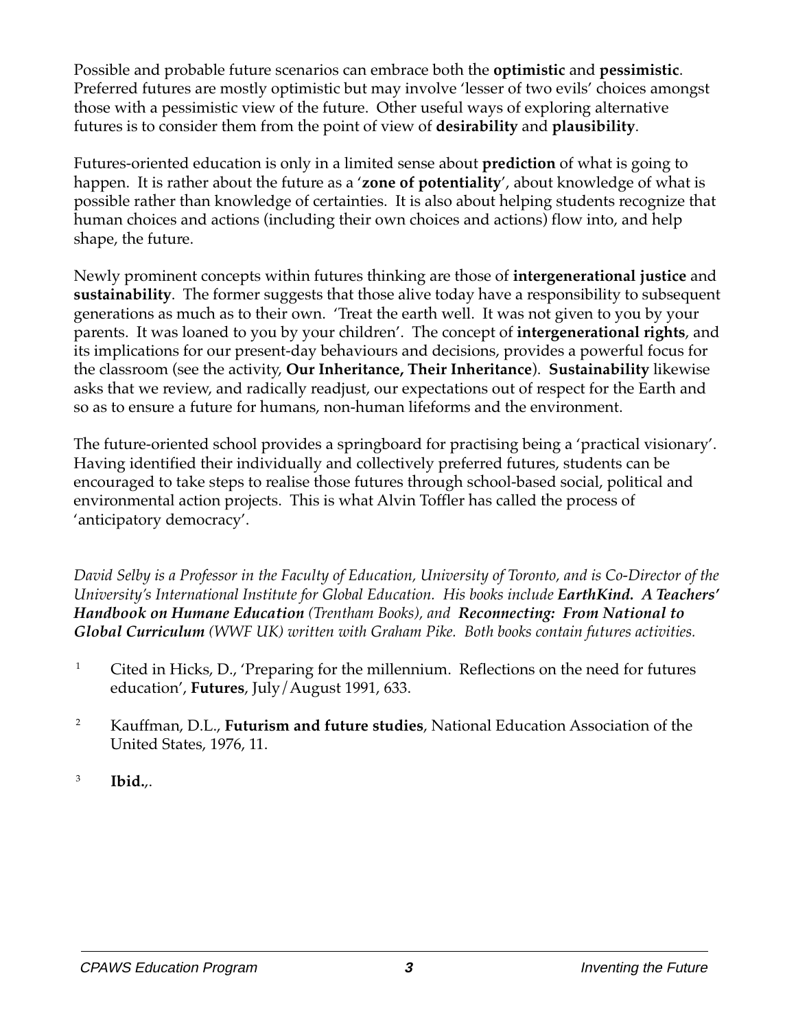Possible and probable future scenarios can embrace both the **optimistic** and **pessimistic**. Preferred futures are mostly optimistic but may involve 'lesser of two evils' choices amongst those with a pessimistic view of the future. Other useful ways of exploring alternative futures is to consider them from the point of view of **desirability** and **plausibility**.

Futures-oriented education is only in a limited sense about **prediction** of what is going to happen. It is rather about the future as a '**zone of potentiality**', about knowledge of what is possible rather than knowledge of certainties. It is also about helping students recognize that human choices and actions (including their own choices and actions) flow into, and help shape, the future.

Newly prominent concepts within futures thinking are those of **intergenerational justice** and **sustainability**. The former suggests that those alive today have a responsibility to subsequent generations as much as to their own. 'Treat the earth well. It was not given to you by your parents. It was loaned to you by your children'. The concept of **intergenerational rights**, and its implications for our present-day behaviours and decisions, provides a powerful focus for the classroom (see the activity, **Our Inheritance, Their Inheritance**). **Sustainability** likewise asks that we review, and radically readjust, our expectations out of respect for the Earth and so as to ensure a future for humans, non-human lifeforms and the environment.

The future-oriented school provides a springboard for practising being a 'practical visionary'. Having identified their individually and collectively preferred futures, students can be encouraged to take steps to realise those futures through school-based social, political and environmental action projects. This is what Alvin Toffler has called the process of 'anticipatory democracy'.

*David Selby is a Professor in the Faculty of Education, University of Toronto, and is Co-Director of the University's International Institute for Global Education. His books include **EarthKind. A Teachers' Handbook on Humane Education** (Trentham Books), and **Reconnecting: From National to Global Curriculum** (WWF UK) written with Graham Pike. Both books contain futures activities.*

[1] Cited in Hicks, D., 'Preparing for the millennium. Reflections on the need for futures education', **Futures**, July/August 1991, 633.

[2] Kauffman, D.L., **Futurism and future studies**, National Education Association of the United States, 1976, 11.

[3] **Ibid.**,.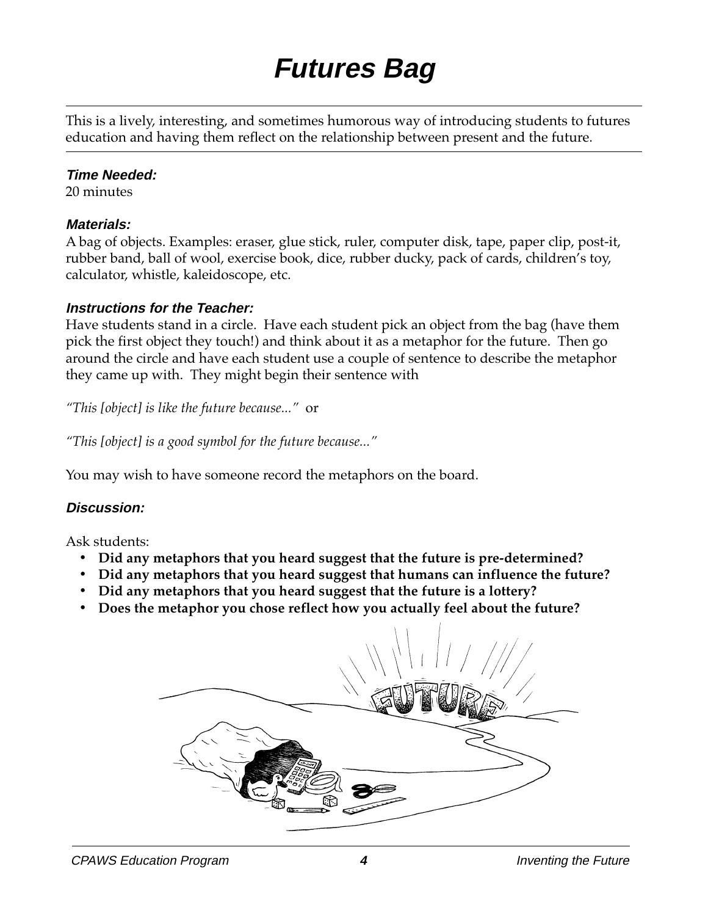# Futures Bag

This is a lively, interesting, and sometimes humorous way of introducing students to futures education and having them reflect on the relationship between present and the future.

### *Time Needed:*

20 minutes

### *Materials:*

A bag of objects. Examples: eraser, glue stick, ruler, computer disk, tape, paper clip, post-it, rubber band, ball of wool, exercise book, dice, rubber ducky, pack of cards, children's toy, calculator, whistle, kaleidoscope, etc.

### *Instructions for the Teacher:*

Have students stand in a circle. Have each student pick an object from the bag (have them pick the first object they touch!) and think about it as a metaphor for the future. Then go around the circle and have each student use a couple of sentence to describe the metaphor they came up with. They might begin their sentence with

*"This [object] is like the future because..."* or

*"This [object] is a good symbol for the future because..."*

You may wish to have someone record the metaphors on the board.

### *Discussion:*

Ask students:

- **Did any metaphors that you heard suggest that the future is pre-determined?**
- **Did any metaphors that you heard suggest that humans can influence the future?**
- **Did any metaphors that you heard suggest that the future is a lottery?**
- **Does the metaphor you chose reflect how you actually feel about the future?**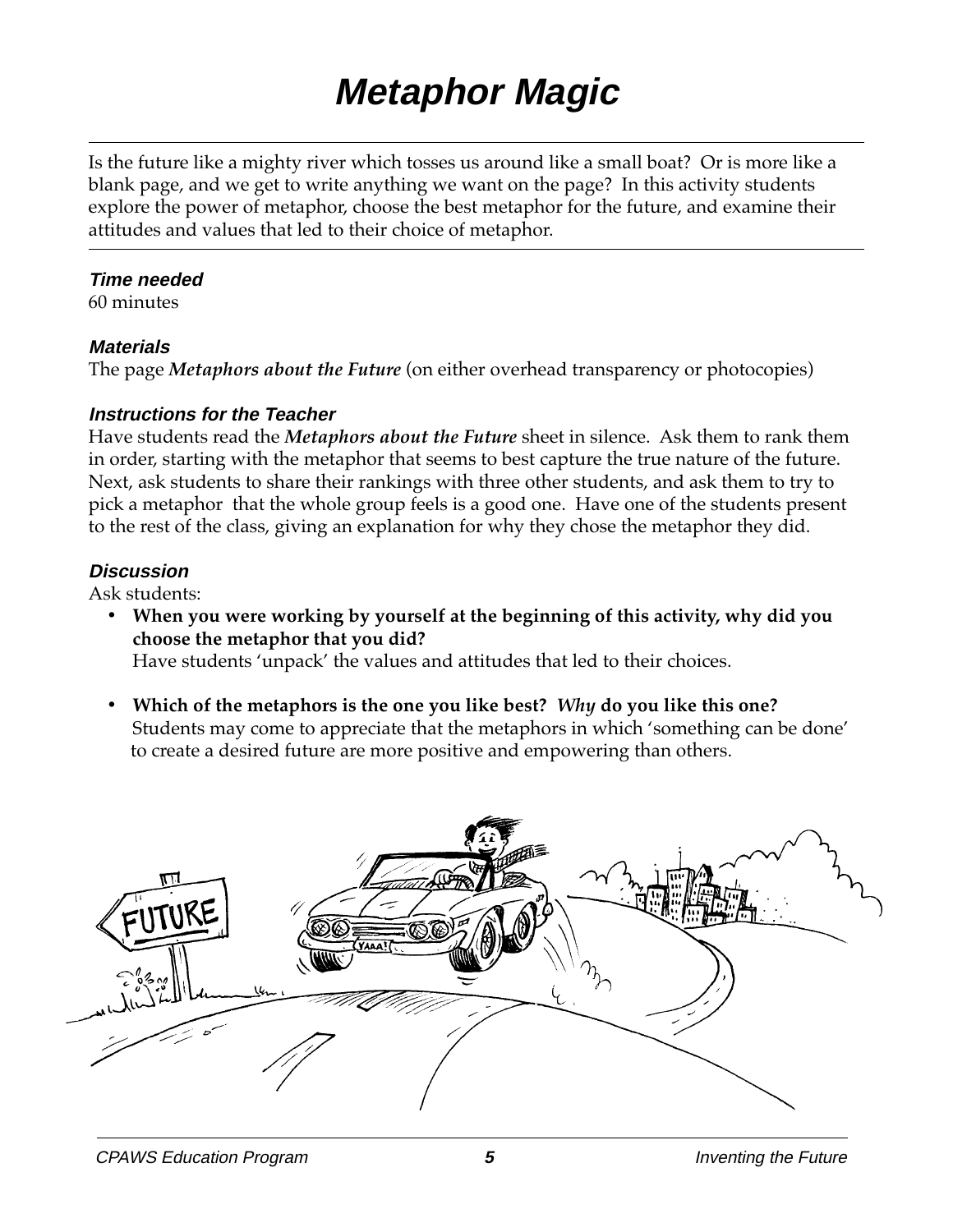# Metaphor Magic

Is the future like a mighty river which tosses us around like a small boat? Or is more like a blank page, and we get to write anything we want on the page? In this activity students explore the power of metaphor, choose the best metaphor for the future, and examine their attitudes and values that led to their choice of metaphor.

### Time needed

60 minutes

### Materials

The page ***Metaphors about the Future*** (on either overhead transparency or photocopies)

### Instructions for the Teacher

Have students read the ***Metaphors about the Future*** sheet in silence. Ask them to rank them in order, starting with the metaphor that seems to best capture the true nature of the future. Next, ask students to share their rankings with three other students, and ask them to try to pick a metaphor that the whole group feels is a good one. Have one of the students present to the rest of the class, giving an explanation for why they chose the metaphor they did.

### Discussion

Ask students:

- **When you were working by yourself at the beginning of this activity, why did you choose the metaphor that you did?**
  Have students 'unpack' the values and attitudes that led to their choices.

- **Which of the metaphors is the one you like best? *Why* do you like this one?**
  Students may come to appreciate that the metaphors in which 'something can be done' to create a desired future are more positive and empowering than others.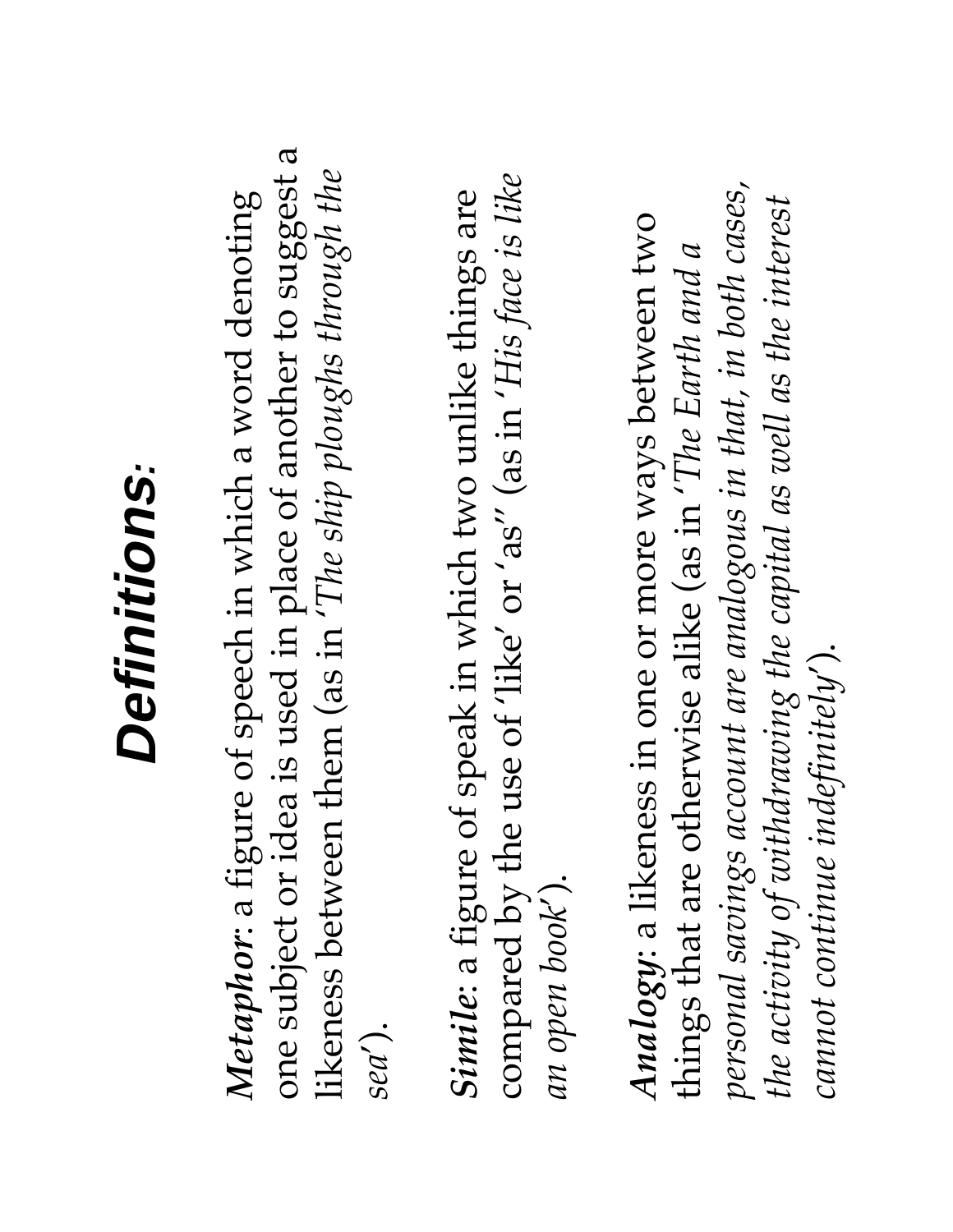# *Definitions*:

***Metaphor***: a figure of speech in which a word denoting one subject or idea is used in place of another to suggest a likeness between them (as in *'The ship ploughs through the sea'*).

***Simile***: a figure of speak in which two unlike things are compared by the use of 'like' or 'as" (as in *'His face is like an open book'*).

***Analogy***: a likeness in one or more ways between two things that are otherwise alike (as in *'The Earth and a personal savings account are analogous in that, in both cases, the activity of withdrawing the capital as well as the interest cannot continue indefinitely'*).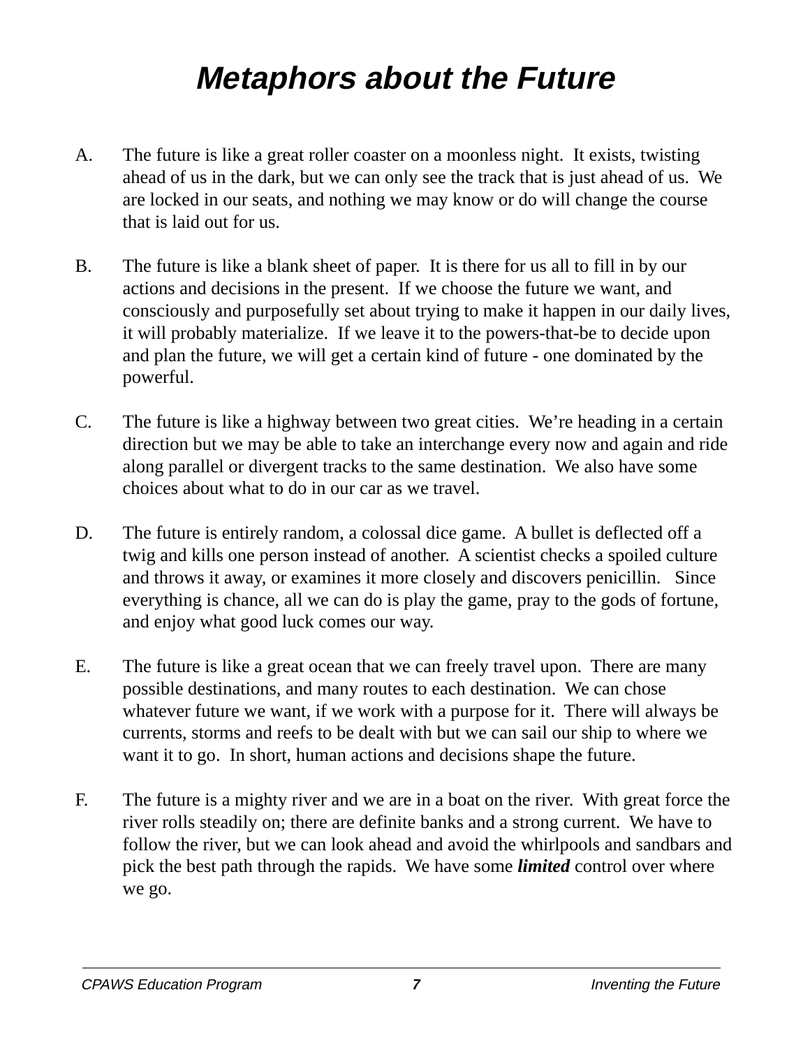# *Metaphors about the Future*

A. The future is like a great roller coaster on a moonless night. It exists, twisting ahead of us in the dark, but we can only see the track that is just ahead of us. We are locked in our seats, and nothing we may know or do will change the course that is laid out for us.

B. The future is like a blank sheet of paper. It is there for us all to fill in by our actions and decisions in the present. If we choose the future we want, and consciously and purposefully set about trying to make it happen in our daily lives, it will probably materialize. If we leave it to the powers-that-be to decide upon and plan the future, we will get a certain kind of future - one dominated by the powerful.

C. The future is like a highway between two great cities. We're heading in a certain direction but we may be able to take an interchange every now and again and ride along parallel or divergent tracks to the same destination. We also have some choices about what to do in our car as we travel.

D. The future is entirely random, a colossal dice game. A bullet is deflected off a twig and kills one person instead of another. A scientist checks a spoiled culture and throws it away, or examines it more closely and discovers penicillin. Since everything is chance, all we can do is play the game, pray to the gods of fortune, and enjoy what good luck comes our way.

E. The future is like a great ocean that we can freely travel upon. There are many possible destinations, and many routes to each destination. We can chose whatever future we want, if we work with a purpose for it. There will always be currents, storms and reefs to be dealt with but we can sail our ship to where we want it to go. In short, human actions and decisions shape the future.

F. The future is a mighty river and we are in a boat on the river. With great force the river rolls steadily on; there are definite banks and a strong current. We have to follow the river, but we can look ahead and avoid the whirlpools and sandbars and pick the best path through the rapids. We have some ***limited*** control over where we go.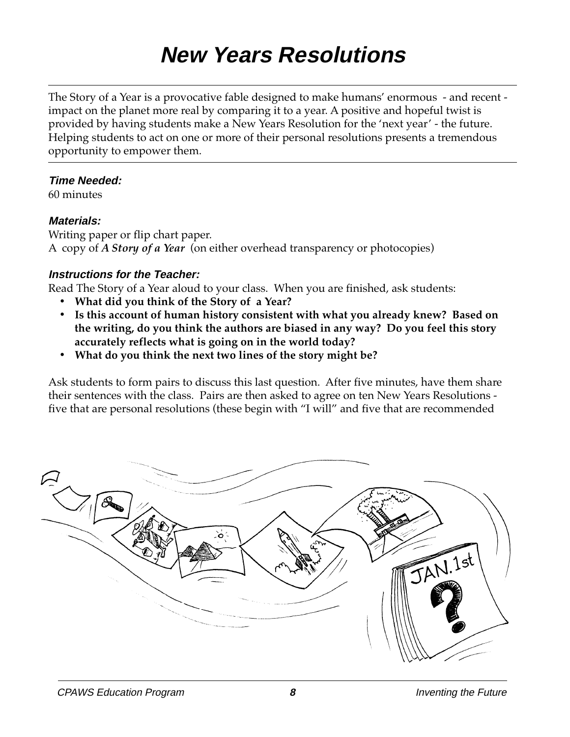# New Years Resolutions

The Story of a Year is a provocative fable designed to make humans' enormous - and recent - impact on the planet more real by comparing it to a year. A positive and hopeful twist is provided by having students make a New Years Resolution for the 'next year' - the future. Helping students to act on one or more of their personal resolutions presents a tremendous opportunity to empower them.

### Time Needed:

60 minutes

### Materials:

Writing paper or flip chart paper.
A copy of ***A Story of a Year*** (on either overhead transparency or photocopies)

### Instructions for the Teacher:

Read The Story of a Year aloud to your class. When you are finished, ask students:

- **What did you think of the Story of a Year?**
- **Is this account of human history consistent with what you already knew? Based on the writing, do you think the authors are biased in any way? Do you feel this story accurately reflects what is going on in the world today?**
- **What do you think the next two lines of the story might be?**

Ask students to form pairs to discuss this last question. After five minutes, have them share their sentences with the class. Pairs are then asked to agree on ten New Years Resolutions - five that are personal resolutions (these begin with "I will" and five that are recommended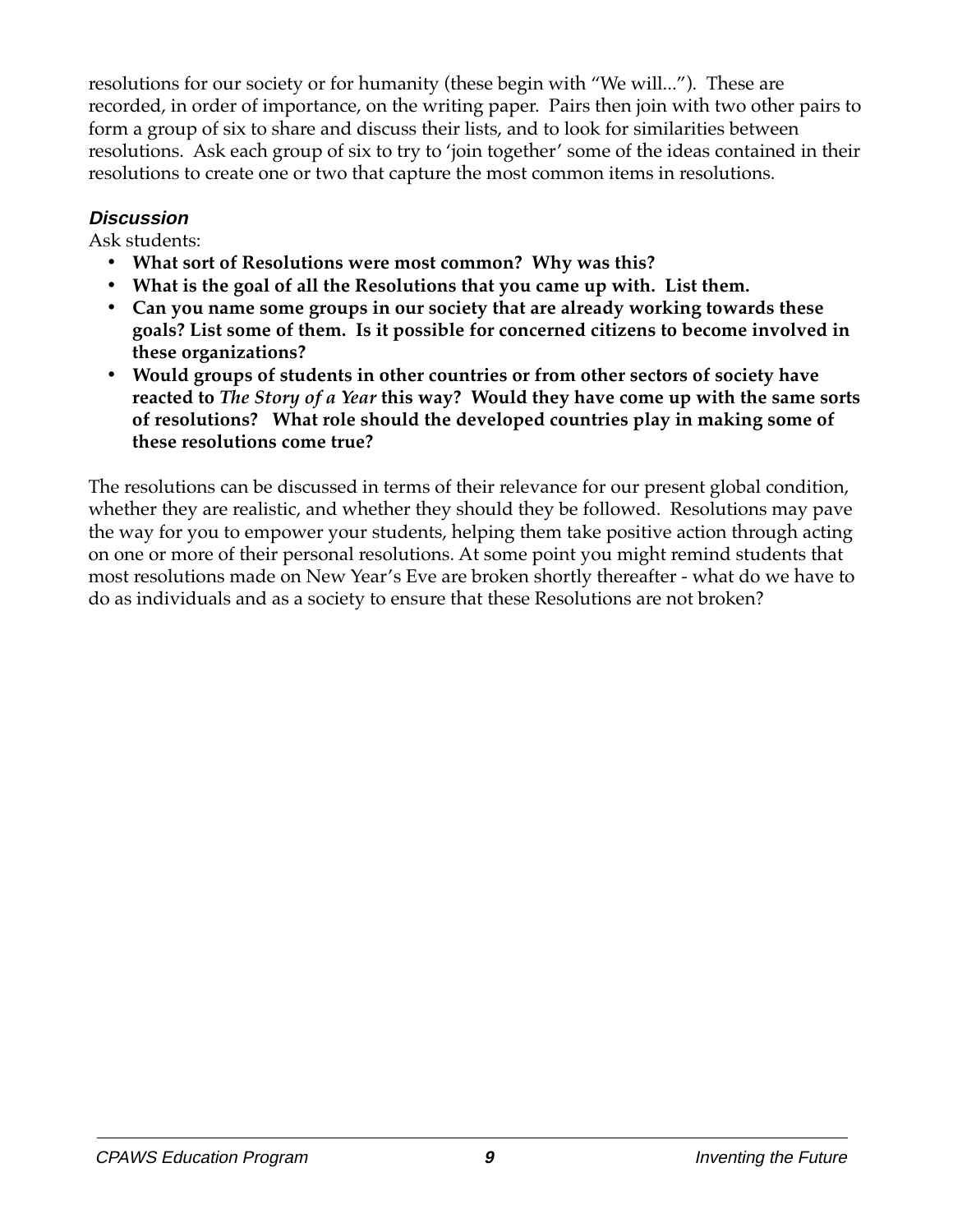resolutions for our society or for humanity (these begin with "We will..."). These are recorded, in order of importance, on the writing paper. Pairs then join with two other pairs to form a group of six to share and discuss their lists, and to look for similarities between resolutions. Ask each group of six to try to 'join together' some of the ideas contained in their resolutions to create one or two that capture the most common items in resolutions.

### ***Discussion***

Ask students:

- **What sort of Resolutions were most common? Why was this?**
- **What is the goal of all the Resolutions that you came up with. List them.**
- **Can you name some groups in our society that are already working towards these goals? List some of them. Is it possible for concerned citizens to become involved in these organizations?**
- **Would groups of students in other countries or from other sectors of society have reacted to *The Story of a Year* this way? Would they have come up with the same sorts of resolutions? What role should the developed countries play in making some of these resolutions come true?**

The resolutions can be discussed in terms of their relevance for our present global condition, whether they are realistic, and whether they should they be followed. Resolutions may pave the way for you to empower your students, helping them take positive action through acting on one or more of their personal resolutions. At some point you might remind students that most resolutions made on New Year's Eve are broken shortly thereafter - what do we have to do as individuals and as a society to ensure that these Resolutions are not broken?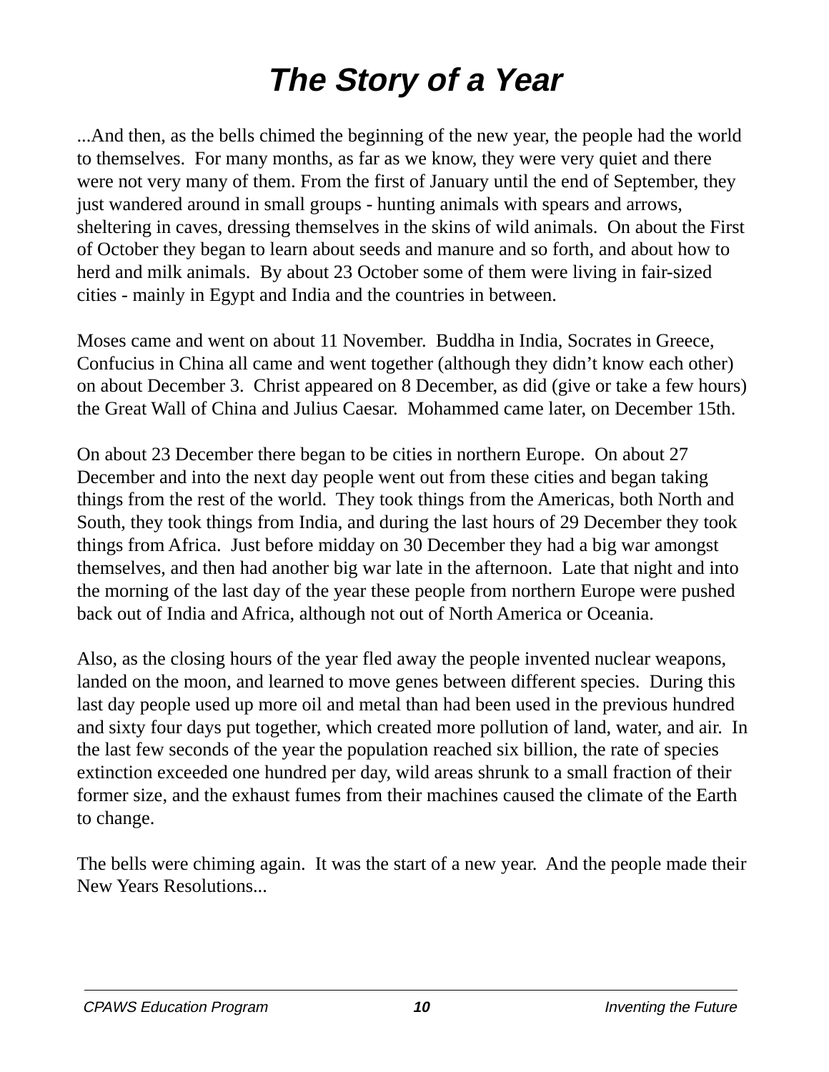# *The Story of a Year*

...And then, as the bells chimed the beginning of the new year, the people had the world to themselves. For many months, as far as we know, they were very quiet and there were not very many of them. From the first of January until the end of September, they just wandered around in small groups - hunting animals with spears and arrows, sheltering in caves, dressing themselves in the skins of wild animals. On about the First of October they began to learn about seeds and manure and so forth, and about how to herd and milk animals. By about 23 October some of them were living in fair-sized cities - mainly in Egypt and India and the countries in between.

Moses came and went on about 11 November. Buddha in India, Socrates in Greece, Confucius in China all came and went together (although they didn't know each other) on about December 3. Christ appeared on 8 December, as did (give or take a few hours) the Great Wall of China and Julius Caesar. Mohammed came later, on December 15th.

On about 23 December there began to be cities in northern Europe. On about 27 December and into the next day people went out from these cities and began taking things from the rest of the world. They took things from the Americas, both North and South, they took things from India, and during the last hours of 29 December they took things from Africa. Just before midday on 30 December they had a big war amongst themselves, and then had another big war late in the afternoon. Late that night and into the morning of the last day of the year these people from northern Europe were pushed back out of India and Africa, although not out of North America or Oceania.

Also, as the closing hours of the year fled away the people invented nuclear weapons, landed on the moon, and learned to move genes between different species. During this last day people used up more oil and metal than had been used in the previous hundred and sixty four days put together, which created more pollution of land, water, and air. In the last few seconds of the year the population reached six billion, the rate of species extinction exceeded one hundred per day, wild areas shrunk to a small fraction of their former size, and the exhaust fumes from their machines caused the climate of the Earth to change.

The bells were chiming again. It was the start of a new year. And the people made their New Years Resolutions...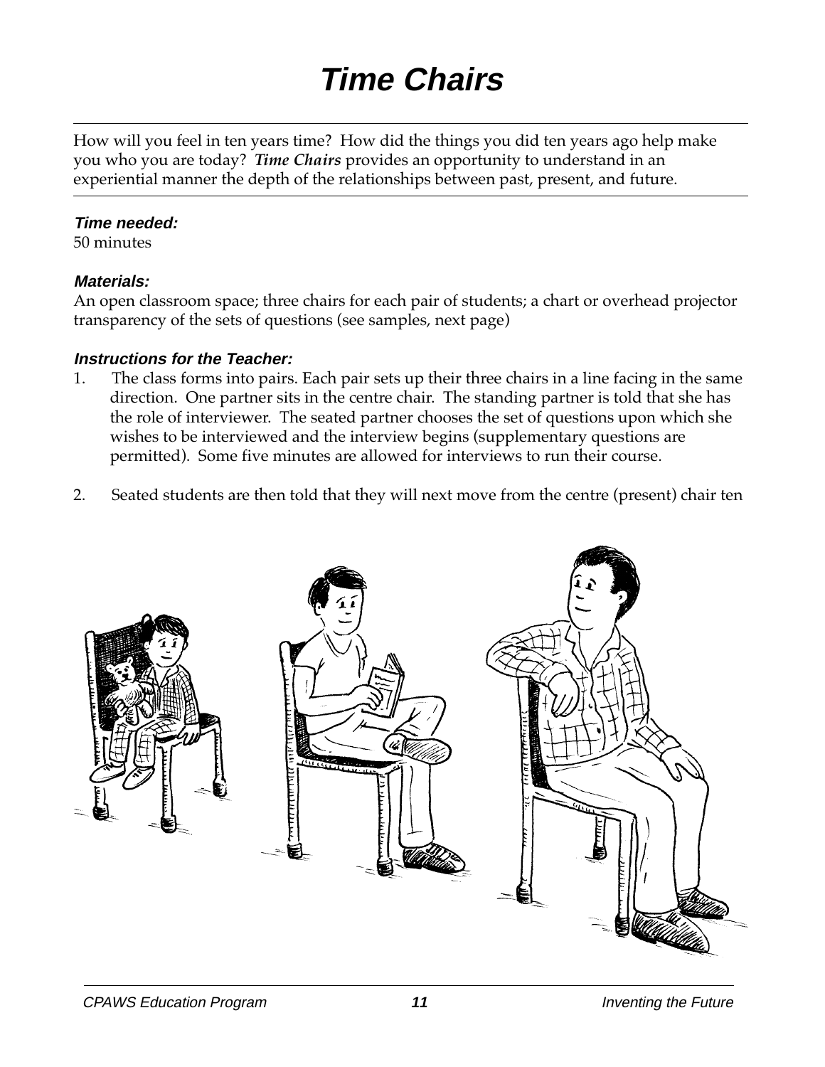# Time Chairs

How will you feel in ten years time? How did the things you did ten years ago help make you who you are today? ***Time Chairs*** provides an opportunity to understand in an experiential manner the depth of the relationships between past, present, and future.

***Time needed:***
50 minutes

***Materials:***
An open classroom space; three chairs for each pair of students; a chart or overhead projector transparency of the sets of questions (see samples, next page)

***Instructions for the Teacher:***

1. The class forms into pairs. Each pair sets up their three chairs in a line facing in the same direction. One partner sits in the centre chair. The standing partner is told that she has the role of interviewer. The seated partner chooses the set of questions upon which she wishes to be interviewed and the interview begins (supplementary questions are permitted). Some five minutes are allowed for interviews to run their course.

2. Seated students are then told that they will next move from the centre (present) chair ten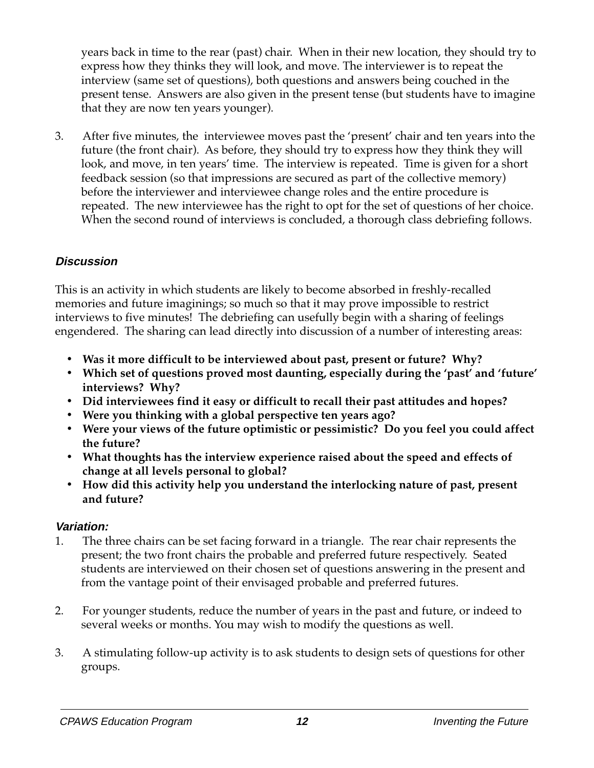years back in time to the rear (past) chair. When in their new location, they should try to express how they thinks they will look, and move. The interviewer is to repeat the interview (same set of questions), both questions and answers being couched in the present tense. Answers are also given in the present tense (but students have to imagine that they are now ten years younger).

3. After five minutes, the interviewee moves past the 'present' chair and ten years into the future (the front chair). As before, they should try to express how they think they will look, and move, in ten years' time. The interview is repeated. Time is given for a short feedback session (so that impressions are secured as part of the collective memory) before the interviewer and interviewee change roles and the entire procedure is repeated. The new interviewee has the right to opt for the set of questions of her choice. When the second round of interviews is concluded, a thorough class debriefing follows.

### *Discussion*

This is an activity in which students are likely to become absorbed in freshly-recalled memories and future imaginings; so much so that it may prove impossible to restrict interviews to five minutes! The debriefing can usefully begin with a sharing of feelings engendered. The sharing can lead directly into discussion of a number of interesting areas:

- **Was it more difficult to be interviewed about past, present or future? Why?**
- **Which set of questions proved most daunting, especially during the 'past' and 'future' interviews? Why?**
- **Did interviewees find it easy or difficult to recall their past attitudes and hopes?**
- **Were you thinking with a global perspective ten years ago?**
- **Were your views of the future optimistic or pessimistic? Do you feel you could affect the future?**
- **What thoughts has the interview experience raised about the speed and effects of change at all levels personal to global?**
- **How did this activity help you understand the interlocking nature of past, present and future?**

### *Variation:*

1. The three chairs can be set facing forward in a triangle. The rear chair represents the present; the two front chairs the probable and preferred future respectively. Seated students are interviewed on their chosen set of questions answering in the present and from the vantage point of their envisaged probable and preferred futures.

2. For younger students, reduce the number of years in the past and future, or indeed to several weeks or months. You may wish to modify the questions as well.

3. A stimulating follow-up activity is to ask students to design sets of questions for other groups.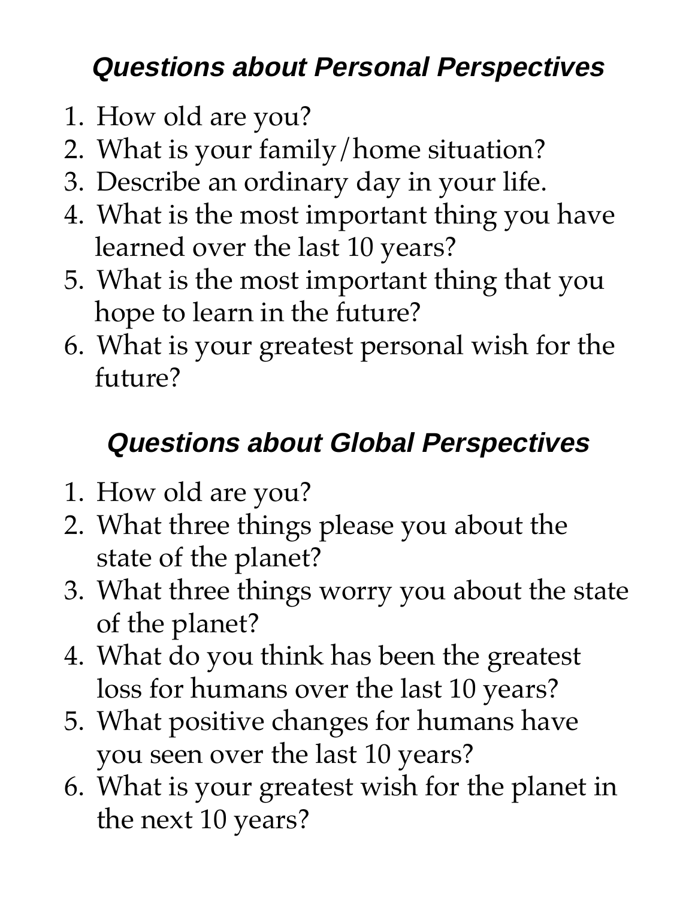## *Questions about Personal Perspectives*

1. How old are you?
2. What is your family/home situation?
3. Describe an ordinary day in your life.
4. What is the most important thing you have learned over the last 10 years?
5. What is the most important thing that you hope to learn in the future?
6. What is your greatest personal wish for the future?

## *Questions about Global Perspectives*

1. How old are you?
2. What three things please you about the state of the planet?
3. What three things worry you about the state of the planet?
4. What do you think has been the greatest loss for humans over the last 10 years?
5. What positive changes for humans have you seen over the last 10 years?
6. What is your greatest wish for the planet in the next 10 years?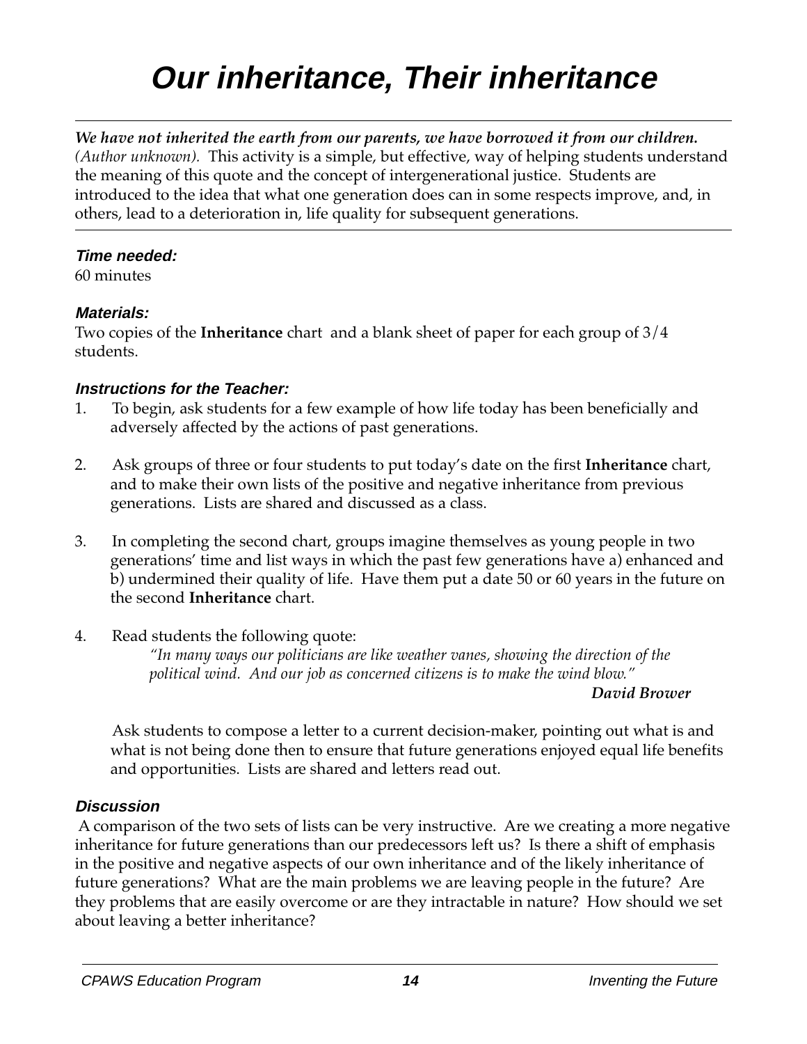# Our inheritance, Their inheritance

***We have not inherited the earth from our parents, we have borrowed it from our children.*** *(Author unknown).* This activity is a simple, but effective, way of helping students understand the meaning of this quote and the concept of intergenerational justice. Students are introduced to the idea that what one generation does can in some respects improve, and, in others, lead to a deterioration in, life quality for subsequent generations.

### *Time needed:*

60 minutes

### *Materials:*

Two copies of the **Inheritance** chart and a blank sheet of paper for each group of 3/4 students.

### *Instructions for the Teacher:*

1. To begin, ask students for a few example of how life today has been beneficially and adversely affected by the actions of past generations.

2. Ask groups of three or four students to put today's date on the first **Inheritance** chart, and to make their own lists of the positive and negative inheritance from previous generations. Lists are shared and discussed as a class.

3. In completing the second chart, groups imagine themselves as young people in two generations' time and list ways in which the past few generations have a) enhanced and b) undermined their quality of life. Have them put a date 50 or 60 years in the future on the second **Inheritance** chart.

4. Read students the following quote:

   > *"In many ways our politicians are like weather vanes, showing the direction of the political wind. And our job as concerned citizens is to make the wind blow."*
   >
   > ***David Brower***

   Ask students to compose a letter to a current decision-maker, pointing out what is and what is not being done then to ensure that future generations enjoyed equal life benefits and opportunities. Lists are shared and letters read out.

### *Discussion*

A comparison of the two sets of lists can be very instructive. Are we creating a more negative inheritance for future generations than our predecessors left us? Is there a shift of emphasis in the positive and negative aspects of our own inheritance and of the likely inheritance of future generations? What are the main problems we are leaving people in the future? Are they problems that are easily overcome or are they intractable in nature? How should we set about leaving a better inheritance?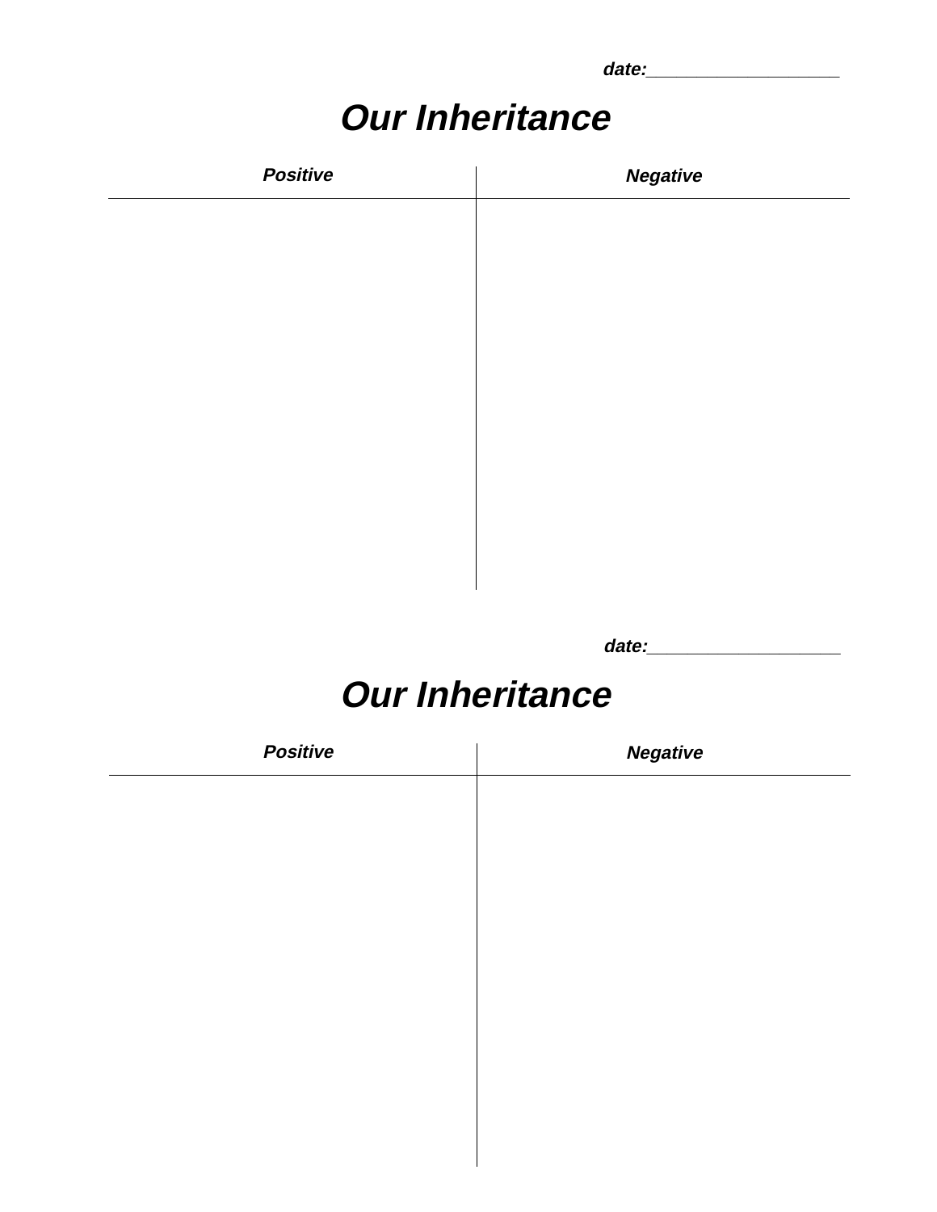*date:___________________*

# *Our Inheritance*

| *Positive* | *Negative* |
| --- | --- |
| | |

*date:___________________*

# *Our Inheritance*

| *Positive* | *Negative* |
| --- | --- |
| | |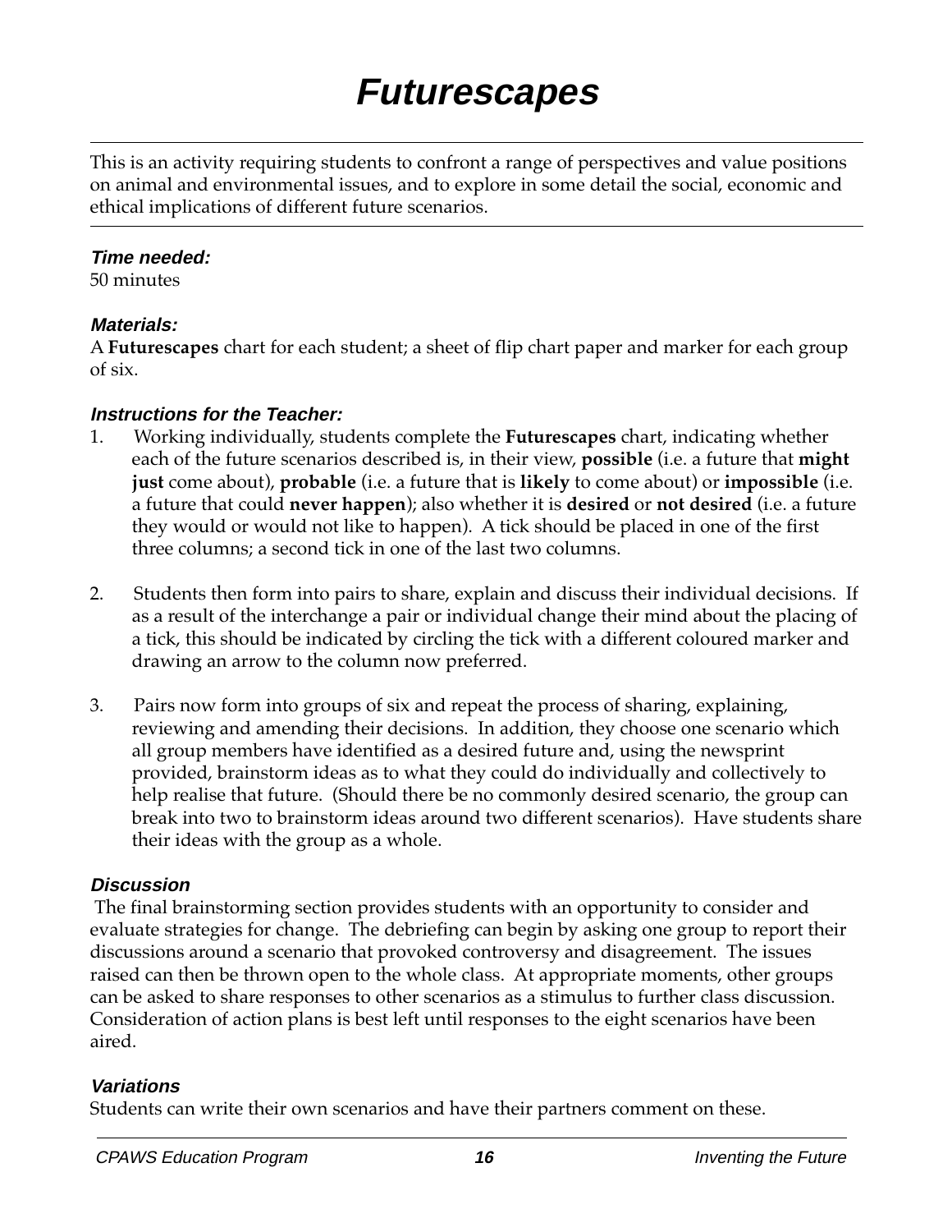# Futurescapes

This is an activity requiring students to confront a range of perspectives and value positions on animal and environmental issues, and to explore in some detail the social, economic and ethical implications of different future scenarios.

### *Time needed:*

50 minutes

### *Materials:*

A **Futurescapes** chart for each student; a sheet of flip chart paper and marker for each group of six.

### *Instructions for the Teacher:*

1. Working individually, students complete the **Futurescapes** chart, indicating whether each of the future scenarios described is, in their view, **possible** (i.e. a future that **might just** come about), **probable** (i.e. a future that is **likely** to come about) or **impossible** (i.e. a future that could **never happen**); also whether it is **desired** or **not desired** (i.e. a future they would or would not like to happen). A tick should be placed in one of the first three columns; a second tick in one of the last two columns.

2. Students then form into pairs to share, explain and discuss their individual decisions. If as a result of the interchange a pair or individual change their mind about the placing of a tick, this should be indicated by circling the tick with a different coloured marker and drawing an arrow to the column now preferred.

3. Pairs now form into groups of six and repeat the process of sharing, explaining, reviewing and amending their decisions. In addition, they choose one scenario which all group members have identified as a desired future and, using the newsprint provided, brainstorm ideas as to what they could do individually and collectively to help realise that future. (Should there be no commonly desired scenario, the group can break into two to brainstorm ideas around two different scenarios). Have students share their ideas with the group as a whole.

### *Discussion*

The final brainstorming section provides students with an opportunity to consider and evaluate strategies for change. The debriefing can begin by asking one group to report their discussions around a scenario that provoked controversy and disagreement. The issues raised can then be thrown open to the whole class. At appropriate moments, other groups can be asked to share responses to other scenarios as a stimulus to further class discussion. Consideration of action plans is best left until responses to the eight scenarios have been aired.

### *Variations*

Students can write their own scenarios and have their partners comment on these.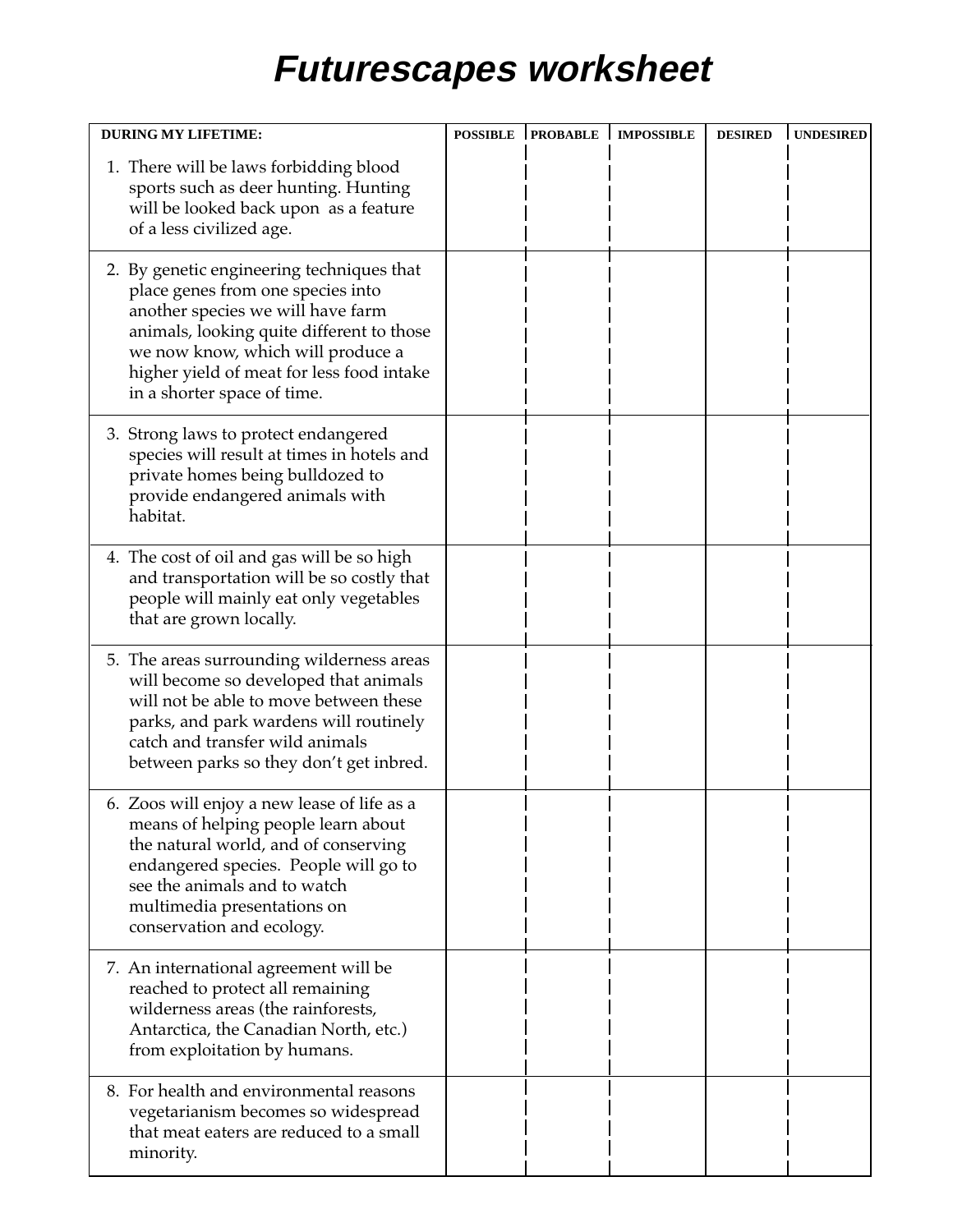# *Futurescapes worksheet*

| DURING MY LIFETIME: | POSSIBLE | PROBABLE | IMPOSSIBLE | DESIRED | UNDESIRED |
|---|---|---|---|---|---|
| 1. There will be laws forbidding blood sports such as deer hunting. Hunting will be looked back upon as a feature of a less civilized age. | | | | | |
| 2. By genetic engineering techniques that place genes from one species into another species we will have farm animals, looking quite different to those we now know, which will produce a higher yield of meat for less food intake in a shorter space of time. | | | | | |
| 3. Strong laws to protect endangered species will result at times in hotels and private homes being bulldozed to provide endangered animals with habitat. | | | | | |
| 4. The cost of oil and gas will be so high and transportation will be so costly that people will mainly eat only vegetables that are grown locally. | | | | | |
| 5. The areas surrounding wilderness areas will become so developed that animals will not be able to move between these parks, and park wardens will routinely catch and transfer wild animals between parks so they don't get inbred. | | | | | |
| 6. Zoos will enjoy a new lease of life as a means of helping people learn about the natural world, and of conserving endangered species. People will go to see the animals and to watch multimedia presentations on conservation and ecology. | | | | | |
| 7. An international agreement will be reached to protect all remaining wilderness areas (the rainforests, Antarctica, the Canadian North, etc.) from exploitation by humans. | | | | | |
| 8. For health and environmental reasons vegetarianism becomes so widespread that meat eaters are reduced to a small minority. | | | | | |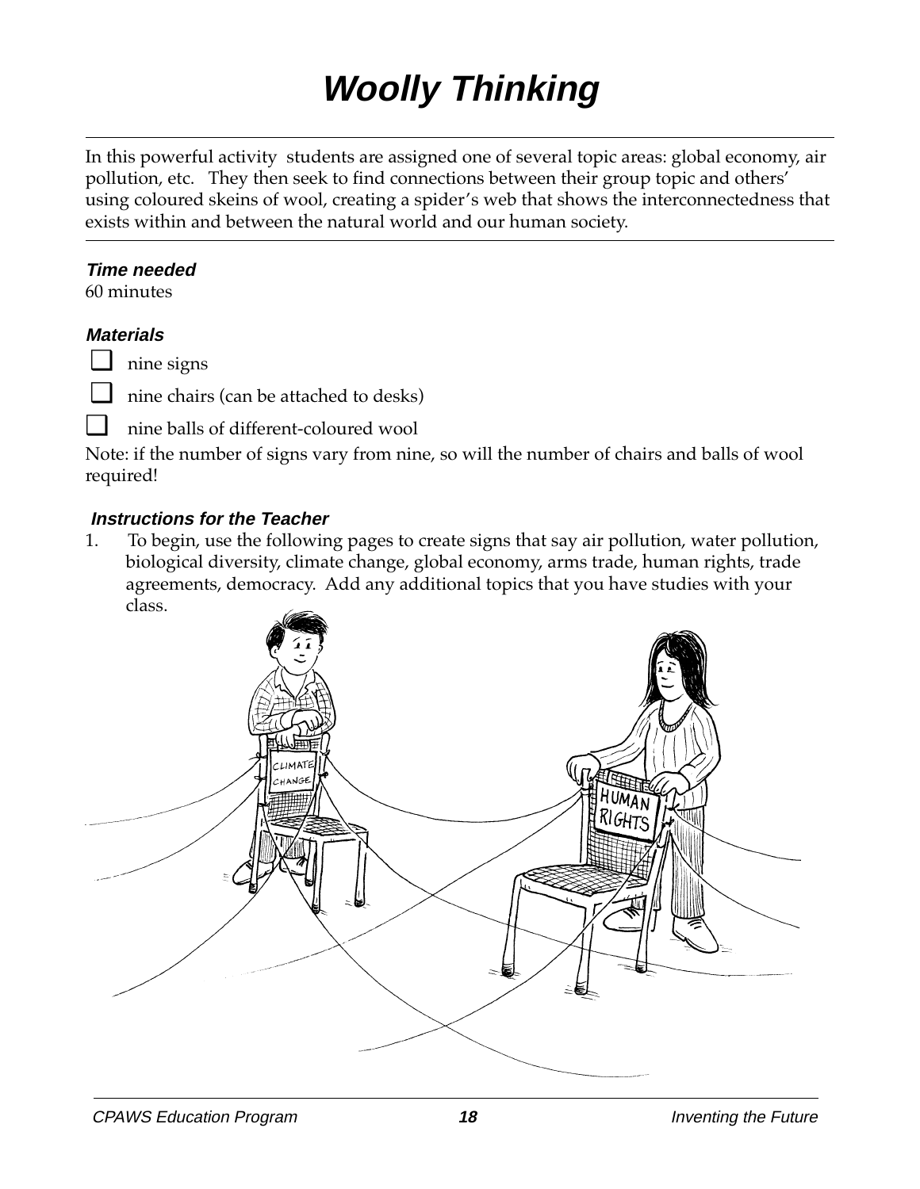# Woolly Thinking

In this powerful activity students are assigned one of several topic areas: global economy, air pollution, etc. They then seek to find connections between their group topic and others' using coloured skeins of wool, creating a spider's web that shows the interconnectedness that exists within and between the natural world and our human society.

### Time needed

60 minutes

### Materials

- ❑ nine signs
- ❑ nine chairs (can be attached to desks)
- ❑ nine balls of different-coloured wool

Note: if the number of signs vary from nine, so will the number of chairs and balls of wool required!

### Instructions for the Teacher

1. To begin, use the following pages to create signs that say air pollution, water pollution, biological diversity, climate change, global economy, arms trade, human rights, trade agreements, democracy. Add any additional topics that you have studies with your class.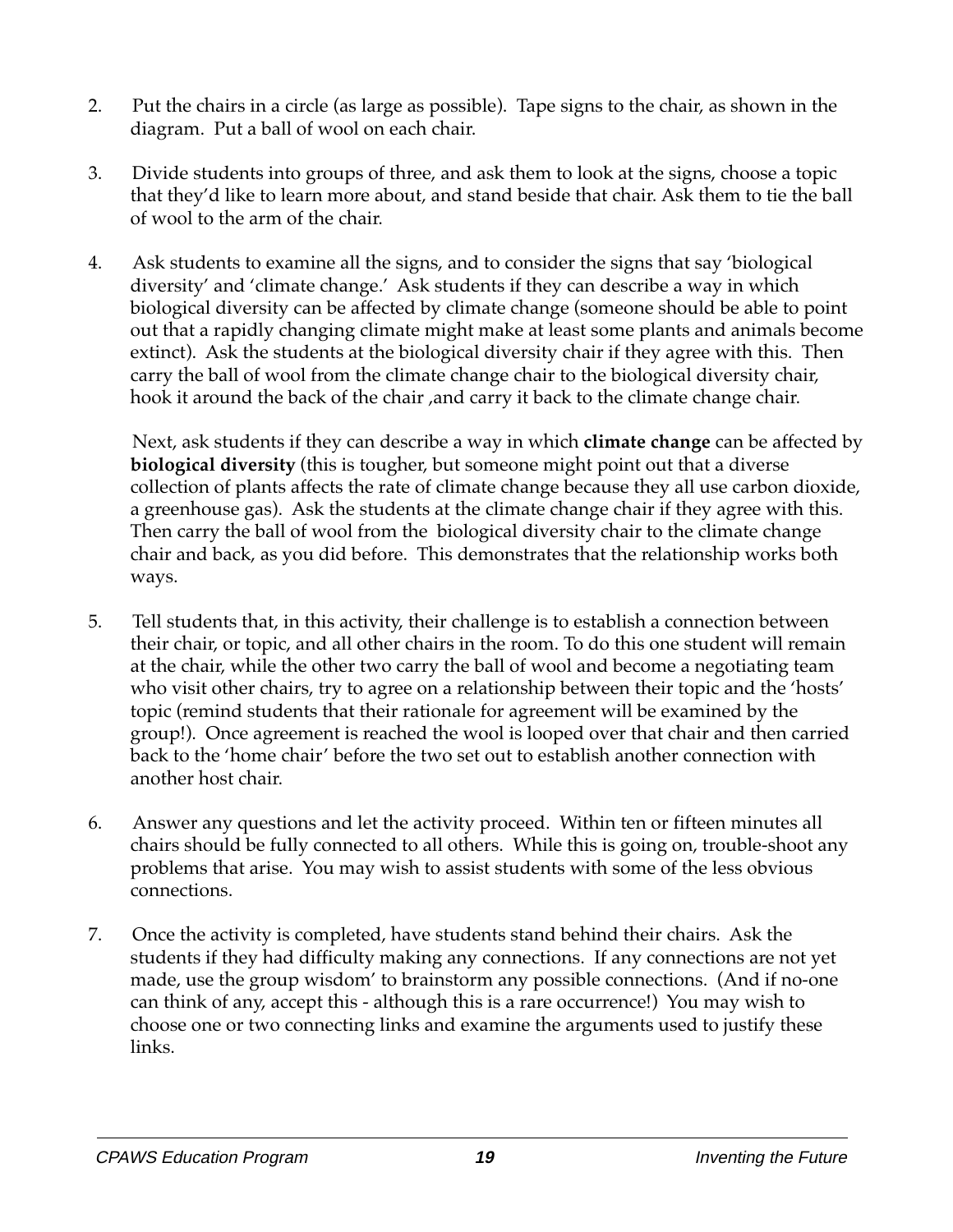2. Put the chairs in a circle (as large as possible). Tape signs to the chair, as shown in the diagram. Put a ball of wool on each chair.

3. Divide students into groups of three, and ask them to look at the signs, choose a topic that they'd like to learn more about, and stand beside that chair. Ask them to tie the ball of wool to the arm of the chair.

4. Ask students to examine all the signs, and to consider the signs that say 'biological diversity' and 'climate change.' Ask students if they can describe a way in which biological diversity can be affected by climate change (someone should be able to point out that a rapidly changing climate might make at least some plants and animals become extinct). Ask the students at the biological diversity chair if they agree with this. Then carry the ball of wool from the climate change chair to the biological diversity chair, hook it around the back of the chair ,and carry it back to the climate change chair.

   Next, ask students if they can describe a way in which **climate change** can be affected by **biological diversity** (this is tougher, but someone might point out that a diverse collection of plants affects the rate of climate change because they all use carbon dioxide, a greenhouse gas). Ask the students at the climate change chair if they agree with this. Then carry the ball of wool from the biological diversity chair to the climate change chair and back, as you did before. This demonstrates that the relationship works both ways.

5. Tell students that, in this activity, their challenge is to establish a connection between their chair, or topic, and all other chairs in the room. To do this one student will remain at the chair, while the other two carry the ball of wool and become a negotiating team who visit other chairs, try to agree on a relationship between their topic and the 'hosts' topic (remind students that their rationale for agreement will be examined by the group!). Once agreement is reached the wool is looped over that chair and then carried back to the 'home chair' before the two set out to establish another connection with another host chair.

6. Answer any questions and let the activity proceed. Within ten or fifteen minutes all chairs should be fully connected to all others. While this is going on, trouble-shoot any problems that arise. You may wish to assist students with some of the less obvious connections.

7. Once the activity is completed, have students stand behind their chairs. Ask the students if they had difficulty making any connections. If any connections are not yet made, use the group wisdom' to brainstorm any possible connections. (And if no-one can think of any, accept this - although this is a rare occurrence!) You may wish to choose one or two connecting links and examine the arguments used to justify these links.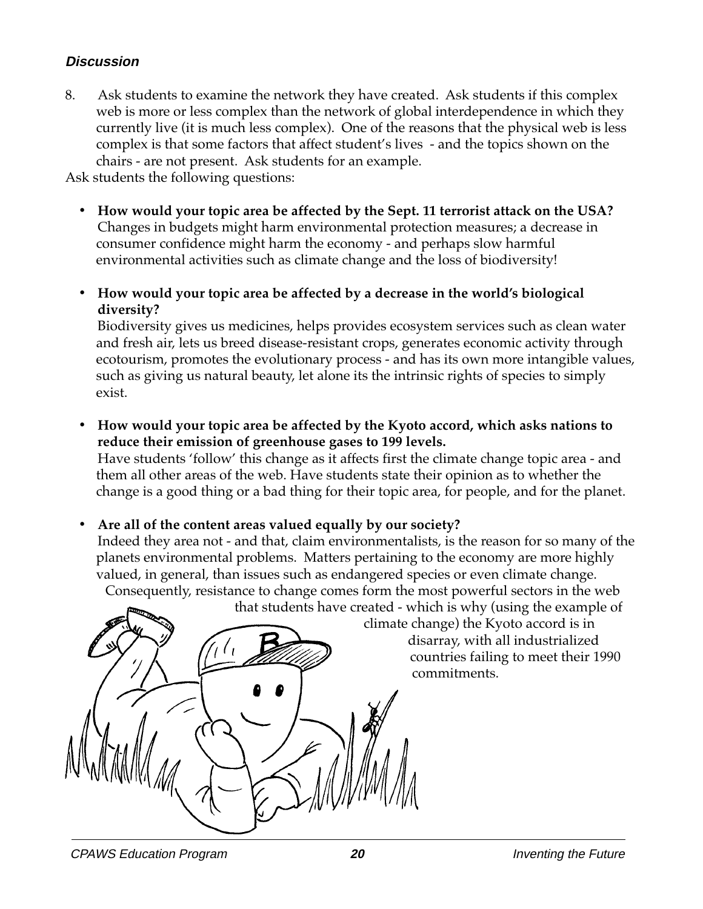### *Discussion*

8. Ask students to examine the network they have created. Ask students if this complex web is more or less complex than the network of global interdependence in which they currently live (it is much less complex). One of the reasons that the physical web is less complex is that some factors that affect student's lives - and the topics shown on the chairs - are not present. Ask students for an example.

Ask students the following questions:

- **How would your topic area be affected by the Sept. 11 terrorist attack on the USA?** Changes in budgets might harm environmental protection measures; a decrease in consumer confidence might harm the economy - and perhaps slow harmful environmental activities such as climate change and the loss of biodiversity!

- **How would your topic area be affected by a decrease in the world's biological diversity?** Biodiversity gives us medicines, helps provides ecosystem services such as clean water and fresh air, lets us breed disease-resistant crops, generates economic activity through ecotourism, promotes the evolutionary process - and has its own more intangible values, such as giving us natural beauty, let alone its the intrinsic rights of species to simply exist.

- **How would your topic area be affected by the Kyoto accord, which asks nations to reduce their emission of greenhouse gases to 199 levels.** Have students 'follow' this change as it affects first the climate change topic area - and them all other areas of the web. Have students state their opinion as to whether the change is a good thing or a bad thing for their topic area, for people, and for the planet.

- **Are all of the content areas valued equally by our society?** Indeed they area not - and that, claim environmentalists, is the reason for so many of the planets environmental problems. Matters pertaining to the economy are more highly valued, in general, than issues such as endangered species or even climate change. Consequently, resistance to change comes form the most powerful sectors in the web that students have created - which is why (using the example of climate change) the Kyoto accord is in disarray, with all industrialized countries failing to meet their 1990 commitments.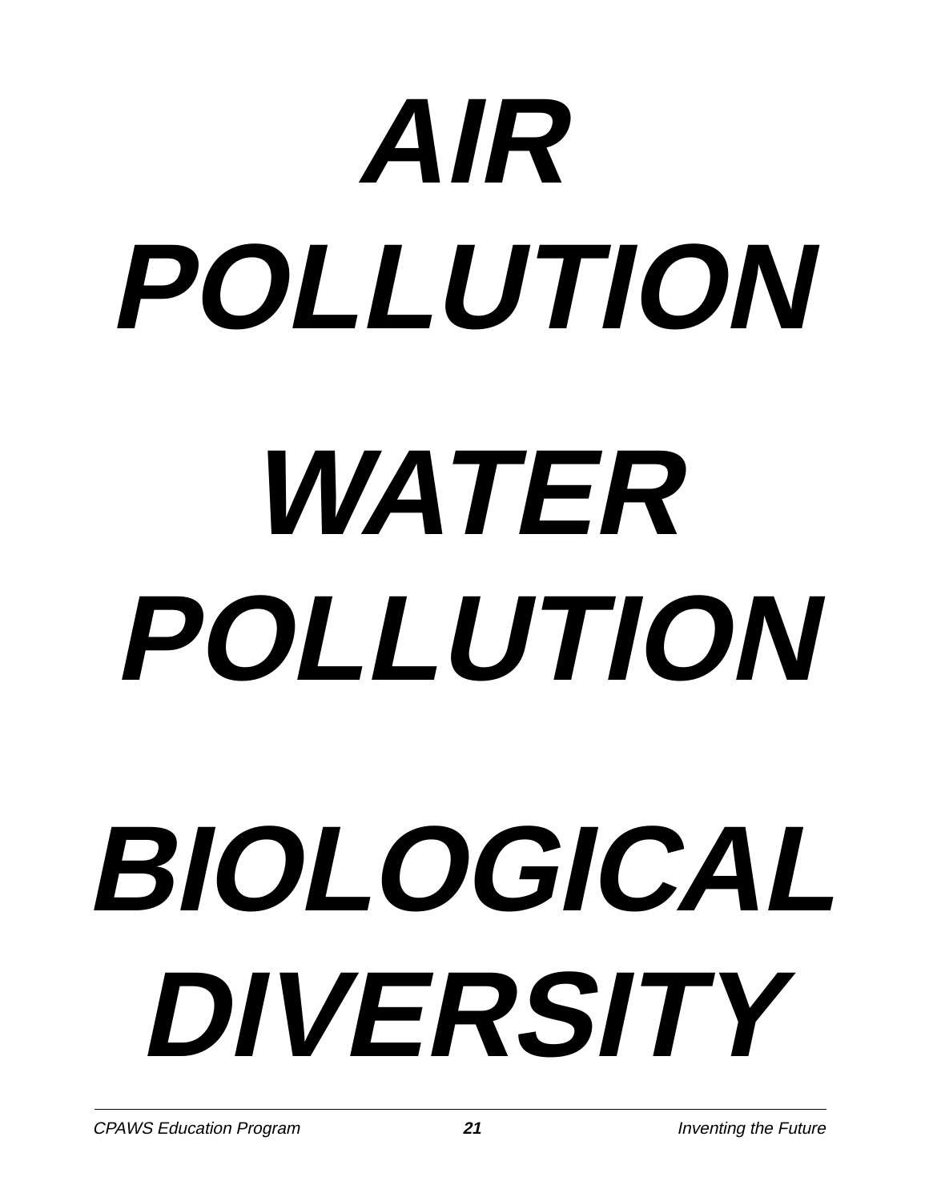# *AIR POLLUTION*

# *WATER POLLUTION*

# *BIOLOGICAL DIVERSITY*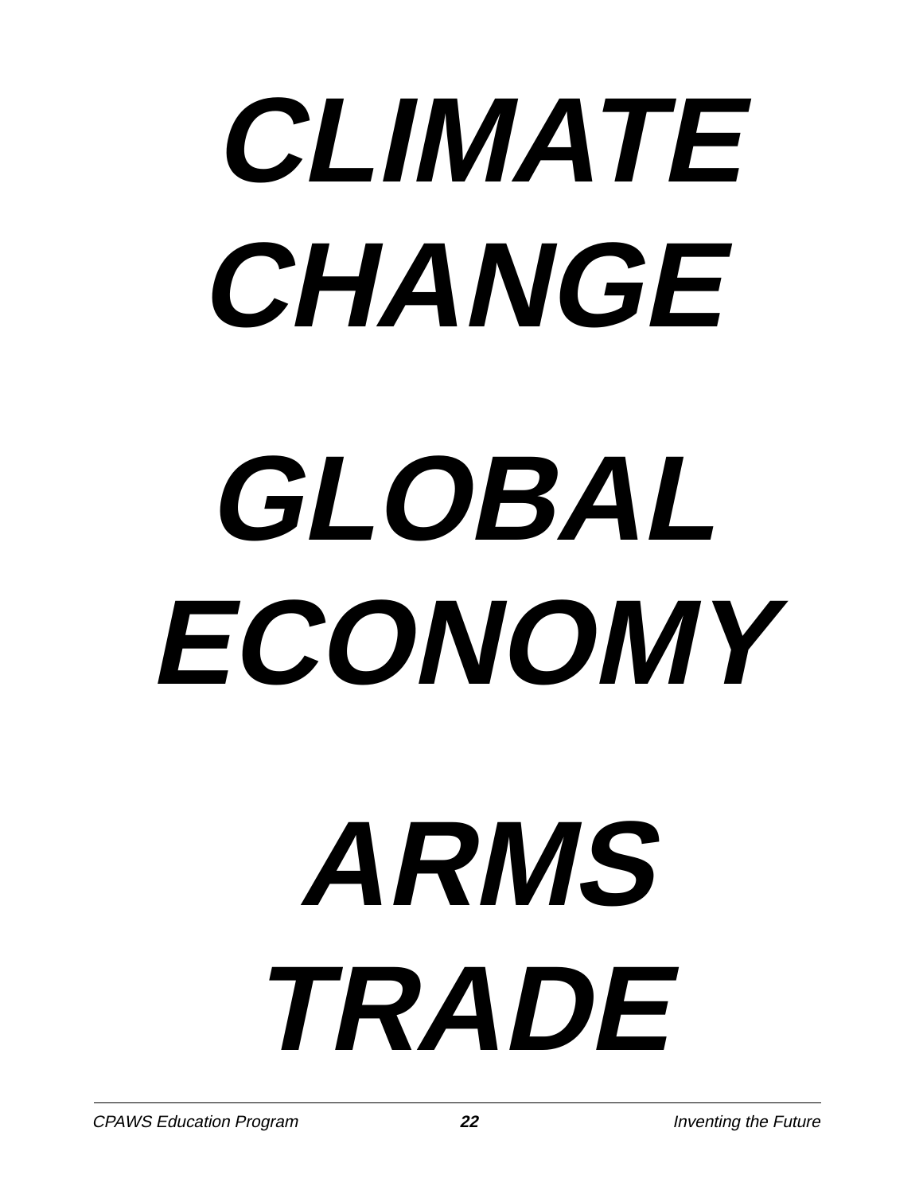***CLIMATE CHANGE***

***GLOBAL ECONOMY***

***ARMS TRADE***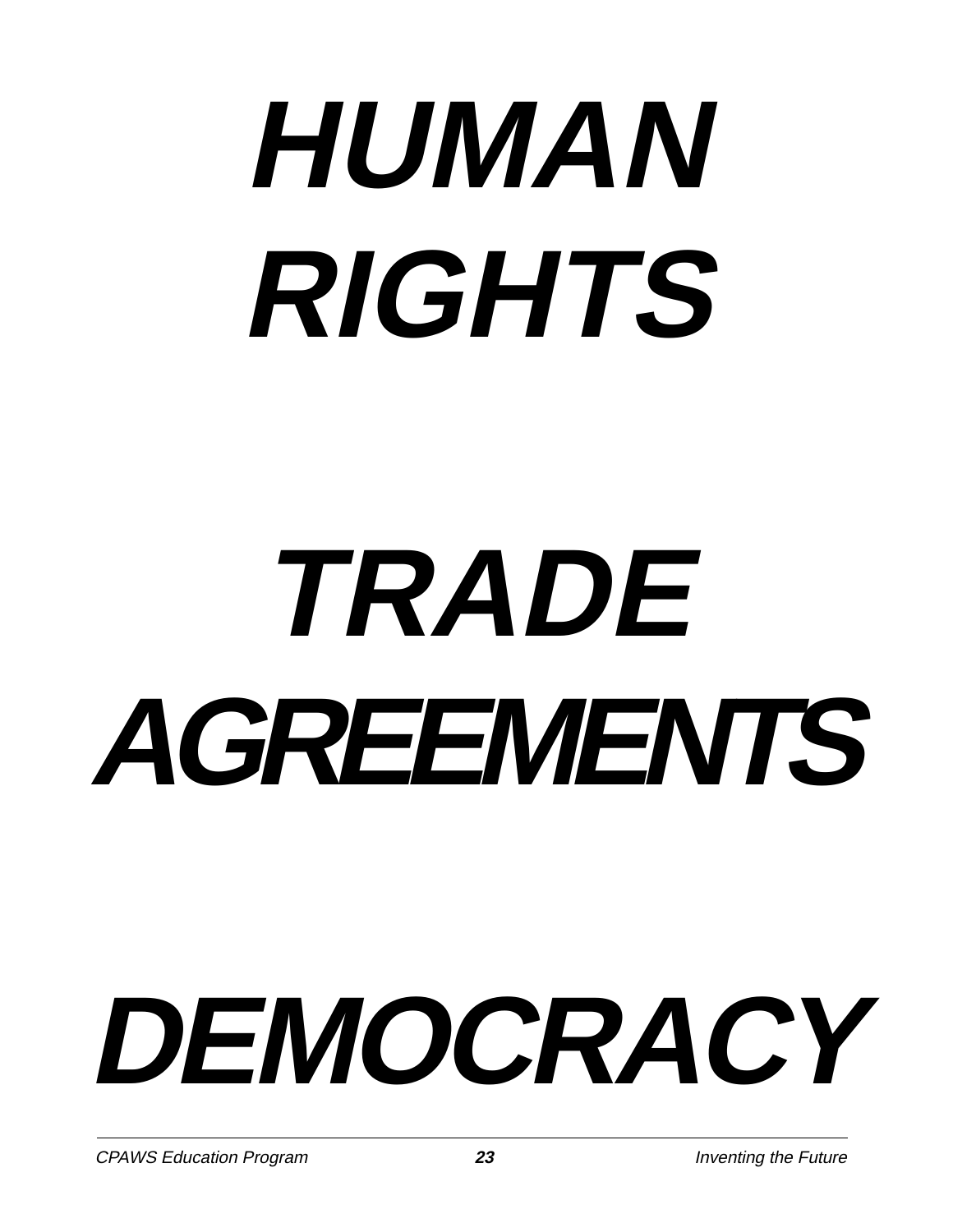***HUMAN RIGHTS***

***TRADE AGREEMENTS***

***DEMOCRACY***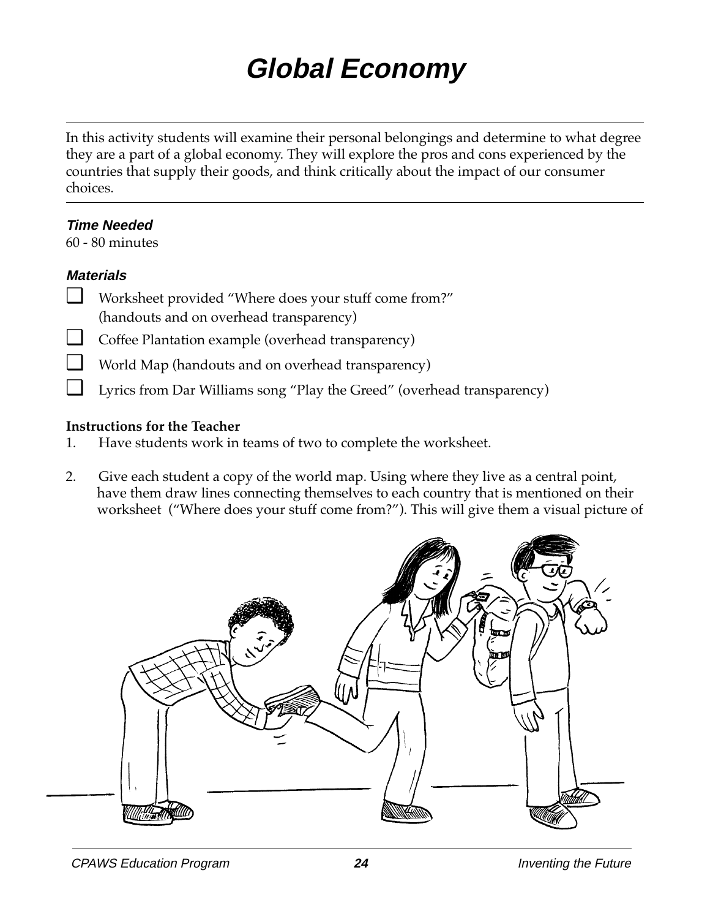# Global Economy

In this activity students will examine their personal belongings and determine to what degree they are a part of a global economy. They will explore the pros and cons experienced by the countries that supply their goods, and think critically about the impact of our consumer choices.

***Time Needed***

60 - 80 minutes

***Materials***

- ☐ Worksheet provided "Where does your stuff come from?" (handouts and on overhead transparency)
- ☐ Coffee Plantation example (overhead transparency)
- ☐ World Map (handouts and on overhead transparency)
- ☐ Lyrics from Dar Williams song "Play the Greed" (overhead transparency)

**Instructions for the Teacher**

1. Have students work in teams of two to complete the worksheet.
2. Give each student a copy of the world map. Using where they live as a central point, have them draw lines connecting themselves to each country that is mentioned on their worksheet ("Where does your stuff come from?"). This will give them a visual picture of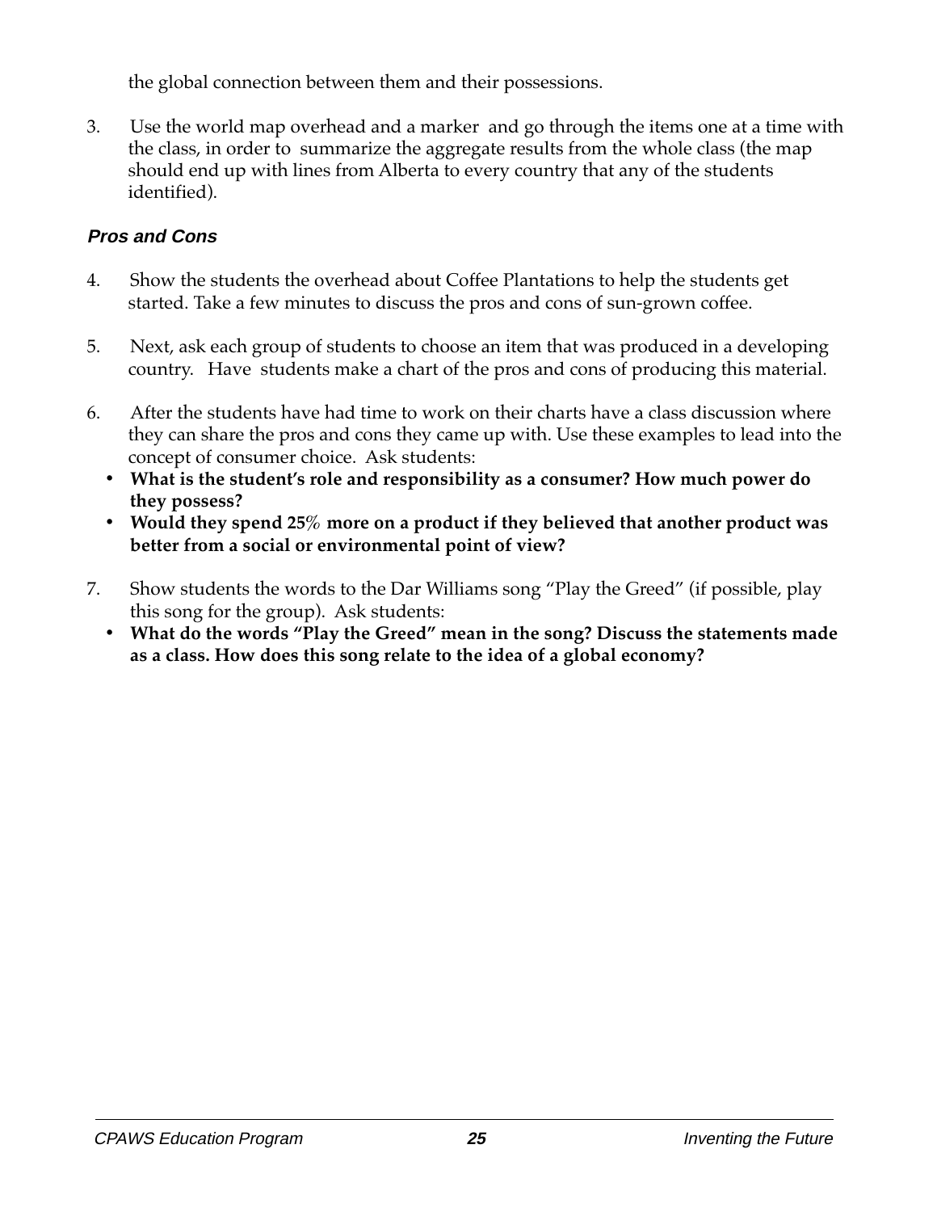the global connection between them and their possessions.

3. Use the world map overhead and a marker and go through the items one at a time with the class, in order to summarize the aggregate results from the whole class (the map should end up with lines from Alberta to every country that any of the students identified).

### *Pros and Cons*

4. Show the students the overhead about Coffee Plantations to help the students get started. Take a few minutes to discuss the pros and cons of sun-grown coffee.

5. Next, ask each group of students to choose an item that was produced in a developing country. Have students make a chart of the pros and cons of producing this material.

6. After the students have had time to work on their charts have a class discussion where they can share the pros and cons they came up with. Use these examples to lead into the concept of consumer choice. Ask students:
   - **What is the student's role and responsibility as a consumer? How much power do they possess?**
   - **Would they spend 25% more on a product if they believed that another product was better from a social or environmental point of view?**

7. Show students the words to the Dar Williams song "Play the Greed" (if possible, play this song for the group). Ask students:
   - **What do the words "Play the Greed" mean in the song? Discuss the statements made as a class. How does this song relate to the idea of a global economy?**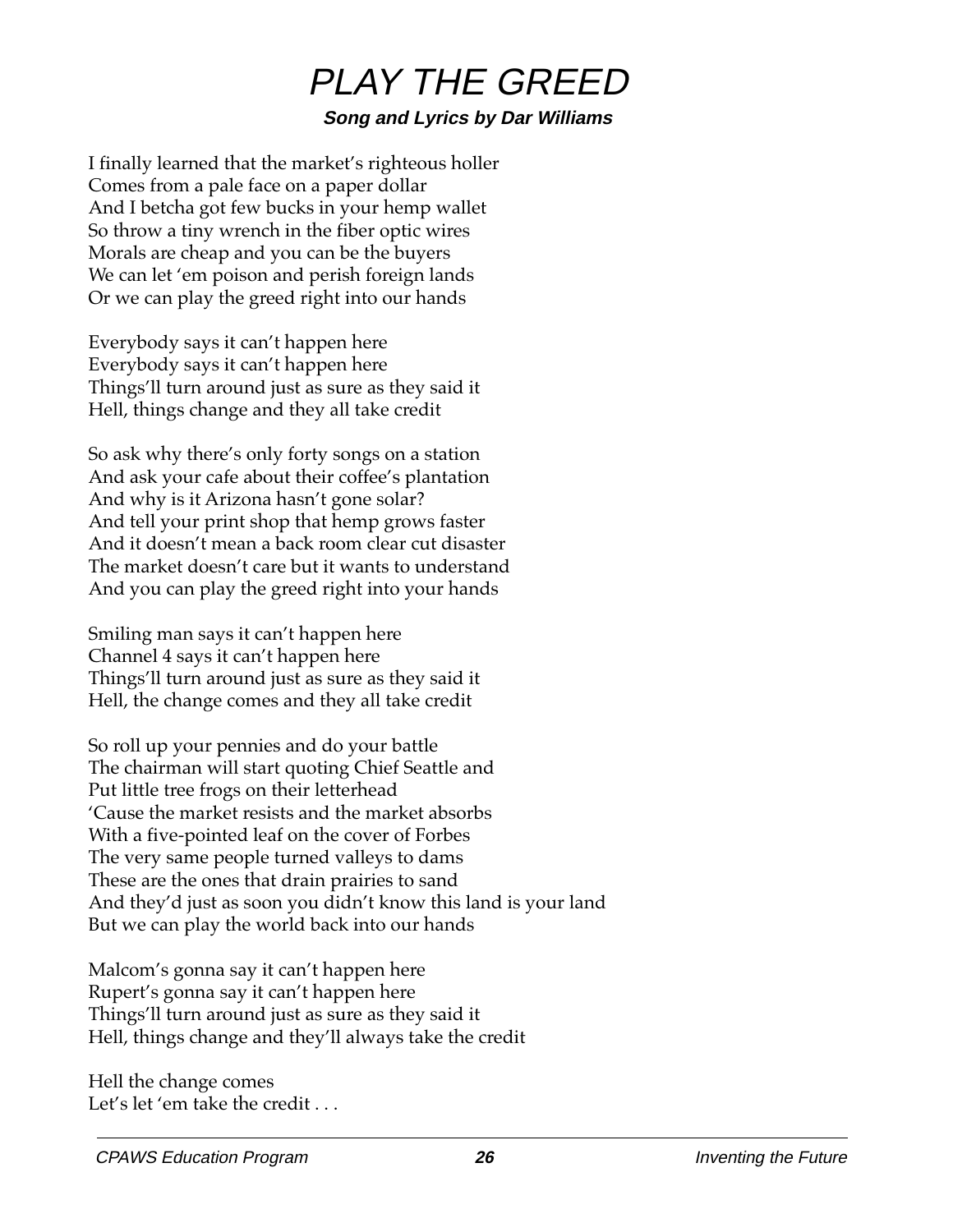# *PLAY THE GREED*

***Song and Lyrics by Dar Williams***

I finally learned that the market's righteous holler
Comes from a pale face on a paper dollar
And I betcha got few bucks in your hemp wallet
So throw a tiny wrench in the fiber optic wires
Morals are cheap and you can be the buyers
We can let 'em poison and perish foreign lands
Or we can play the greed right into our hands

Everybody says it can't happen here
Everybody says it can't happen here
Things'll turn around just as sure as they said it
Hell, things change and they all take credit

So ask why there's only forty songs on a station
And ask your cafe about their coffee's plantation
And why is it Arizona hasn't gone solar?
And tell your print shop that hemp grows faster
And it doesn't mean a back room clear cut disaster
The market doesn't care but it wants to understand
And you can play the greed right into your hands

Smiling man says it can't happen here
Channel 4 says it can't happen here
Things'll turn around just as sure as they said it
Hell, the change comes and they all take credit

So roll up your pennies and do your battle
The chairman will start quoting Chief Seattle and
Put little tree frogs on their letterhead
'Cause the market resists and the market absorbs
With a five-pointed leaf on the cover of Forbes
The very same people turned valleys to dams
These are the ones that drain prairies to sand
And they'd just as soon you didn't know this land is your land
But we can play the world back into our hands

Malcom's gonna say it can't happen here
Rupert's gonna say it can't happen here
Things'll turn around just as sure as they said it
Hell, things change and they'll always take the credit

Hell the change comes
Let's let 'em take the credit . . .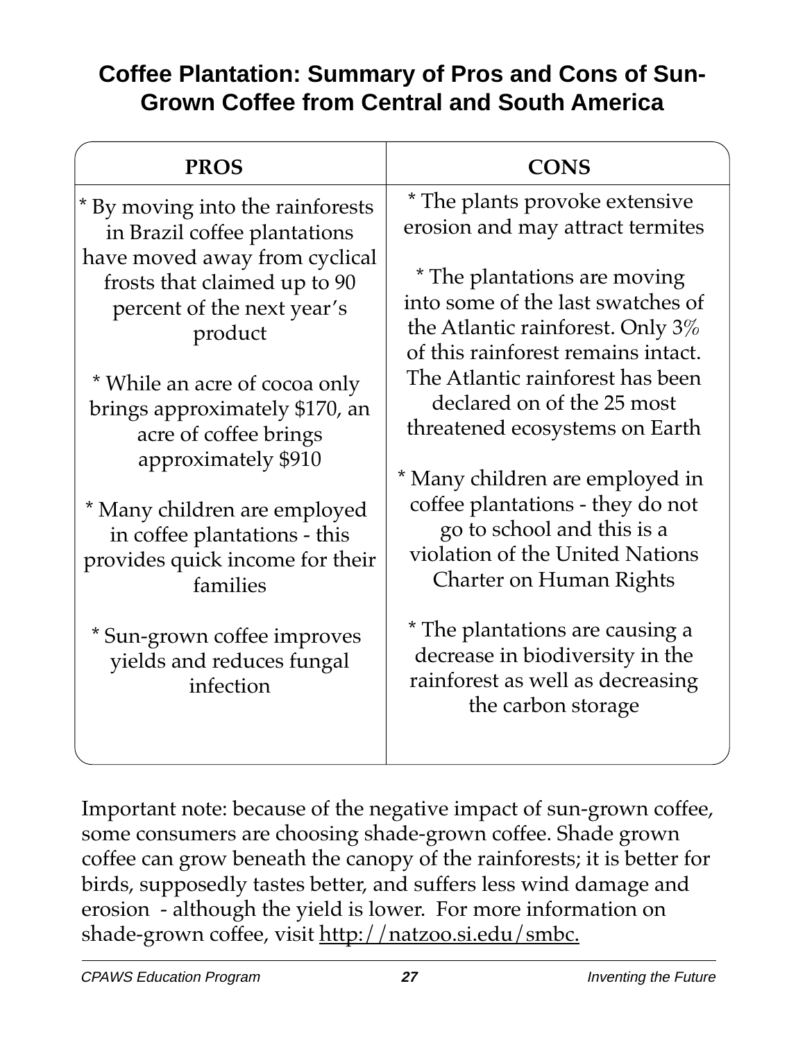# Coffee Plantation: Summary of Pros and Cons of Sun-Grown Coffee from Central and South America

| PROS | CONS |
|---|---|
| * By moving into the rainforests in Brazil coffee plantations have moved away from cyclical frosts that claimed up to 90 percent of the next year's product | * The plants provoke extensive erosion and may attract termites |
| * While an acre of cocoa only brings approximately $170, an acre of coffee brings approximately $910 | * The plantations are moving into some of the last swatches of the Atlantic rainforest. Only 3% of this rainforest remains intact. The Atlantic rainforest has been declared on of the 25 most threatened ecosystems on Earth |
| * Many children are employed in coffee plantations - this provides quick income for their families | * Many children are employed in coffee plantations - they do not go to school and this is a violation of the United Nations Charter on Human Rights |
| * Sun-grown coffee improves yields and reduces fungal infection | * The plantations are causing a decrease in biodiversity in the rainforest as well as decreasing the carbon storage |

Important note: because of the negative impact of sun-grown coffee, some consumers are choosing shade-grown coffee. Shade grown coffee can grow beneath the canopy of the rainforests; it is better for birds, supposedly tastes better, and suffers less wind damage and erosion - although the yield is lower. For more information on shade-grown coffee, visit http://natzoo.si.edu/smbc.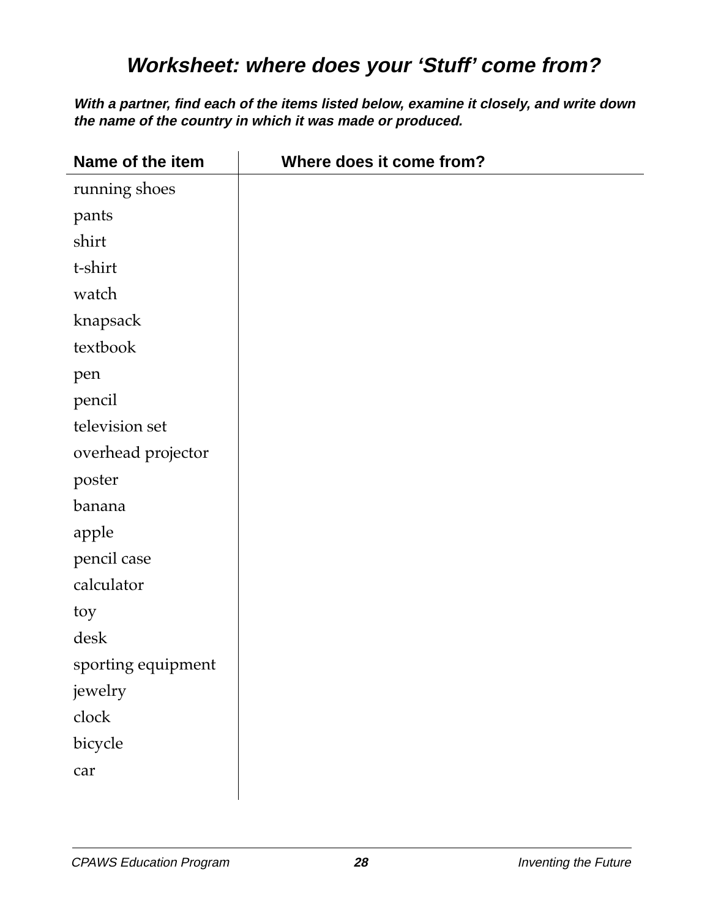# *Worksheet: where does your 'Stuff' come from?*

***With a partner, find each of the items listed below, examine it closely, and write down the name of the country in which it was made or produced.***

| Name of the item | Where does it come from? |
|---|---|
| running shoes | |
| pants | |
| shirt | |
| t-shirt | |
| watch | |
| knapsack | |
| textbook | |
| pen | |
| pencil | |
| television set | |
| overhead projector | |
| poster | |
| banana | |
| apple | |
| pencil case | |
| calculator | |
| toy | |
| desk | |
| sporting equipment | |
| jewelry | |
| clock | |
| bicycle | |
| car | |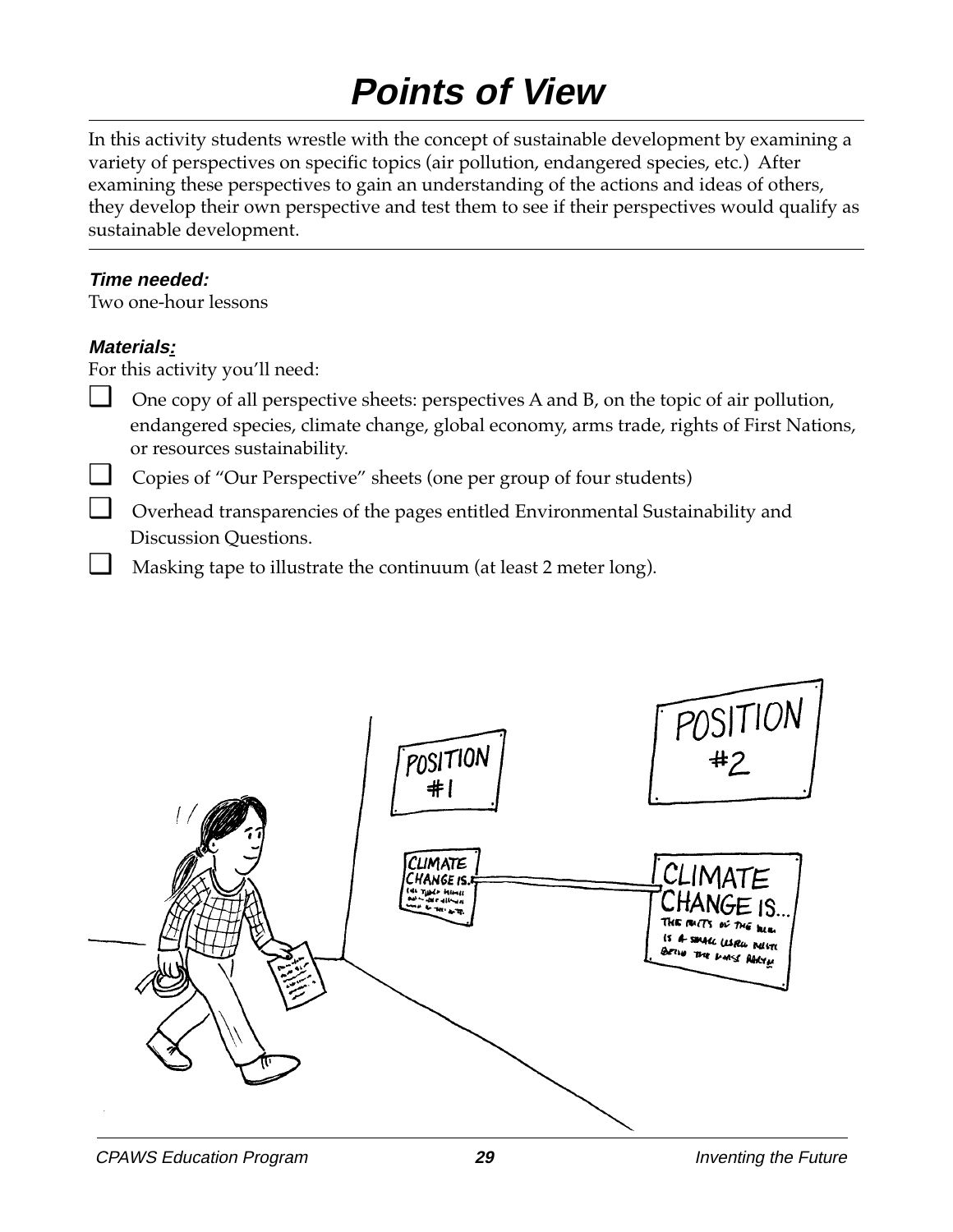# Points of View

In this activity students wrestle with the concept of sustainable development by examining a variety of perspectives on specific topics (air pollution, endangered species, etc.) After examining these perspectives to gain an understanding of the actions and ideas of others, they develop their own perspective and test them to see if their perspectives would qualify as sustainable development.

***Time needed:***
Two one-hour lessons

***Materials:***
For this activity you'll need:

- ❑ One copy of all perspective sheets: perspectives A and B, on the topic of air pollution, endangered species, climate change, global economy, arms trade, rights of First Nations, or resources sustainability.
- ❑ Copies of "Our Perspective" sheets (one per group of four students)
- ❑ Overhead transparencies of the pages entitled Environmental Sustainability and Discussion Questions.
- ❑ Masking tape to illustrate the continuum (at least 2 meter long).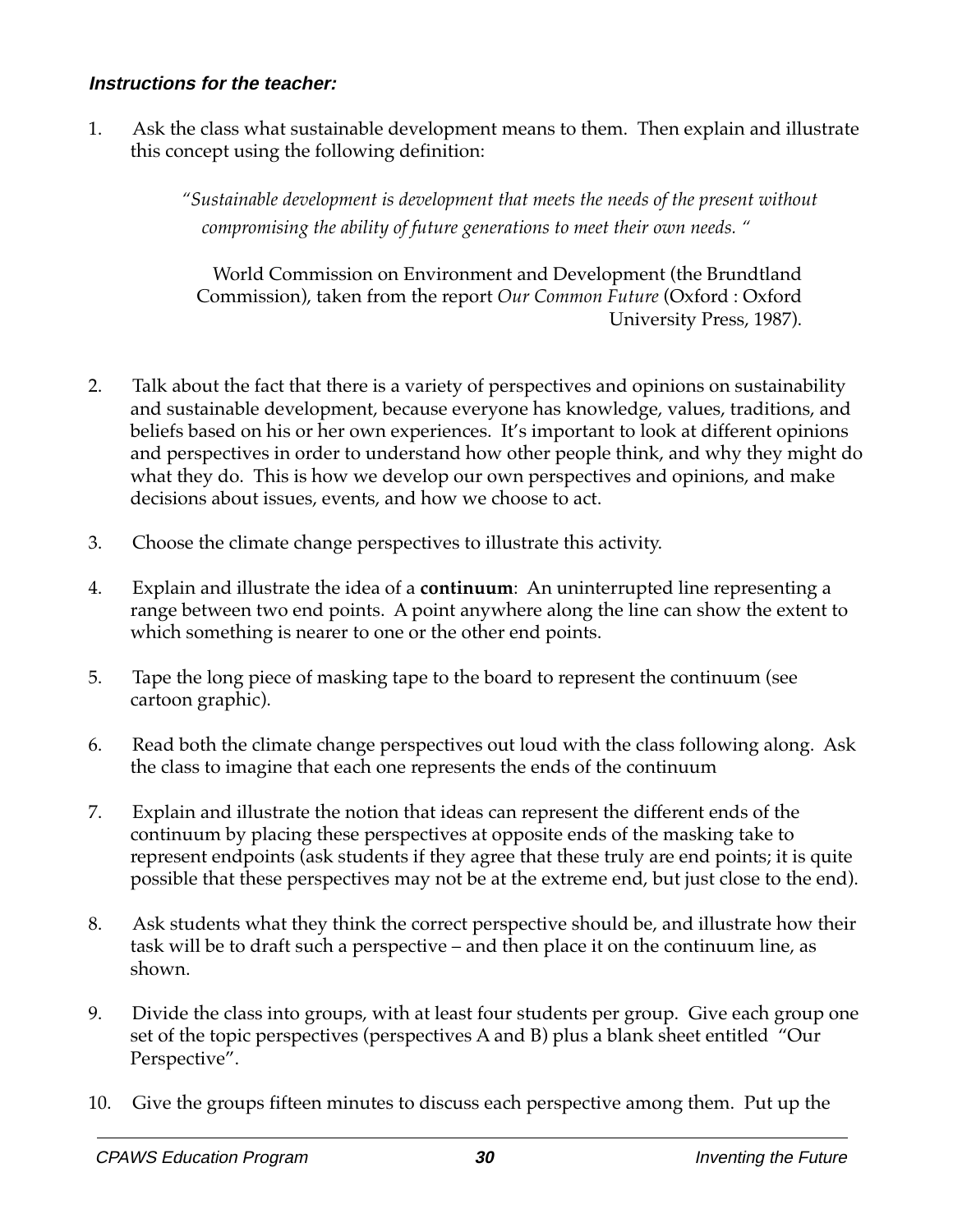***Instructions for the teacher:***

1. Ask the class what sustainable development means to them. Then explain and illustrate this concept using the following definition:

   > *"Sustainable development is development that meets the needs of the present without compromising the ability of future generations to meet their own needs. "*
   >
   > World Commission on Environment and Development (the Brundtland Commission), taken from the report *Our Common Future* (Oxford : Oxford University Press, 1987).

2. Talk about the fact that there is a variety of perspectives and opinions on sustainability and sustainable development, because everyone has knowledge, values, traditions, and beliefs based on his or her own experiences. It's important to look at different opinions and perspectives in order to understand how other people think, and why they might do what they do. This is how we develop our own perspectives and opinions, and make decisions about issues, events, and how we choose to act.

3. Choose the climate change perspectives to illustrate this activity.

4. Explain and illustrate the idea of a **continuum**: An uninterrupted line representing a range between two end points. A point anywhere along the line can show the extent to which something is nearer to one or the other end points.

5. Tape the long piece of masking tape to the board to represent the continuum (see cartoon graphic).

6. Read both the climate change perspectives out loud with the class following along. Ask the class to imagine that each one represents the ends of the continuum

7. Explain and illustrate the notion that ideas can represent the different ends of the continuum by placing these perspectives at opposite ends of the masking take to represent endpoints (ask students if they agree that these truly are end points; it is quite possible that these perspectives may not be at the extreme end, but just close to the end).

8. Ask students what they think the correct perspective should be, and illustrate how their task will be to draft such a perspective – and then place it on the continuum line, as shown.

9. Divide the class into groups, with at least four students per group. Give each group one set of the topic perspectives (perspectives A and B) plus a blank sheet entitled "Our Perspective".

10. Give the groups fifteen minutes to discuss each perspective among them. Put up the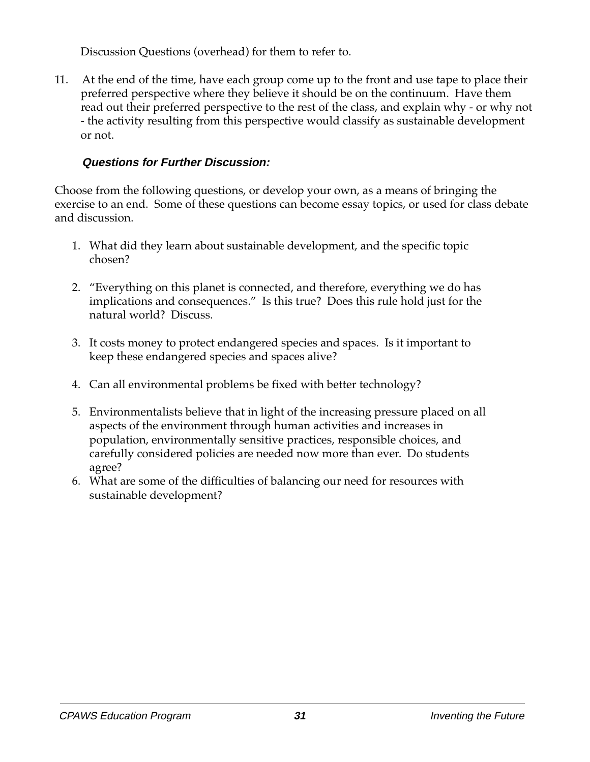Discussion Questions (overhead) for them to refer to.

11. At the end of the time, have each group come up to the front and use tape to place their preferred perspective where they believe it should be on the continuum. Have them read out their preferred perspective to the rest of the class, and explain why - or why not - the activity resulting from this perspective would classify as sustainable development or not.

### *Questions for Further Discussion:*

Choose from the following questions, or develop your own, as a means of bringing the exercise to an end. Some of these questions can become essay topics, or used for class debate and discussion.

1. What did they learn about sustainable development, and the specific topic chosen?

2. "Everything on this planet is connected, and therefore, everything we do has implications and consequences." Is this true? Does this rule hold just for the natural world? Discuss.

3. It costs money to protect endangered species and spaces. Is it important to keep these endangered species and spaces alive?

4. Can all environmental problems be fixed with better technology?

5. Environmentalists believe that in light of the increasing pressure placed on all aspects of the environment through human activities and increases in population, environmentally sensitive practices, responsible choices, and carefully considered policies are needed now more than ever. Do students agree?
6. What are some of the difficulties of balancing our need for resources with sustainable development?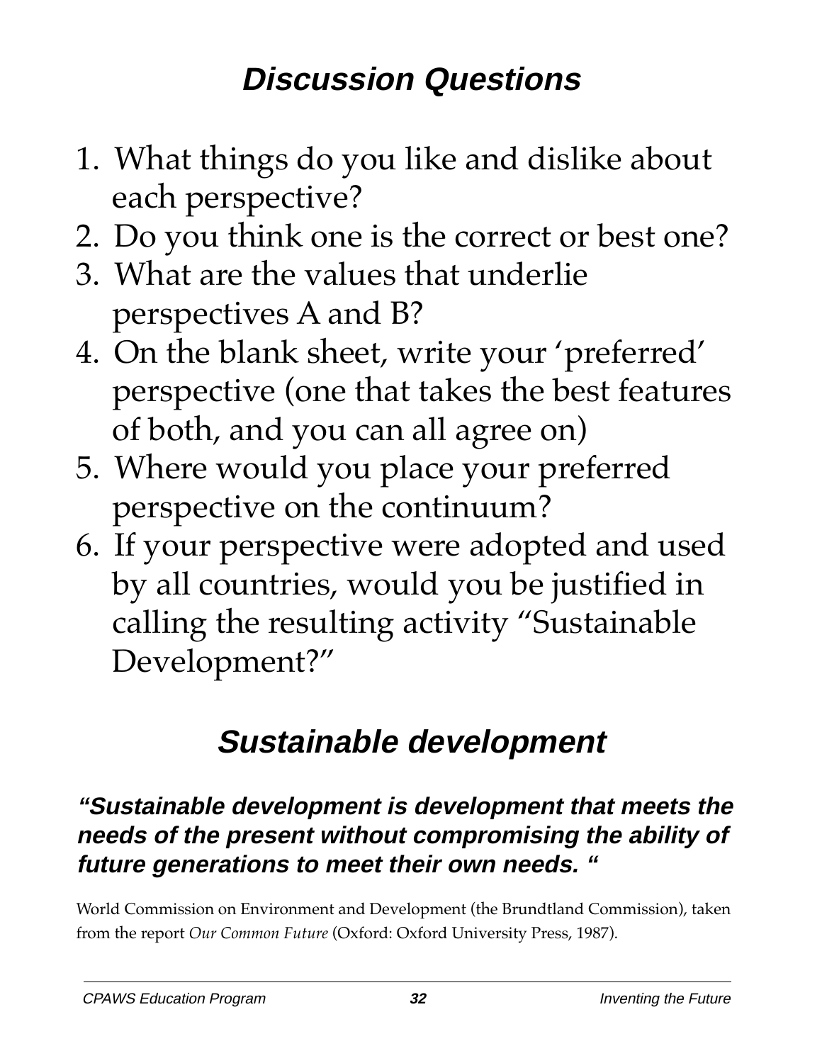# *Discussion Questions*

1. What things do you like and dislike about each perspective?
2. Do you think one is the correct or best one?
3. What are the values that underlie perspectives A and B?
4. On the blank sheet, write your 'preferred' perspective (one that takes the best features of both, and you can all agree on)
5. Where would you place your preferred perspective on the continuum?
6. If your perspective were adopted and used by all countries, would you be justified in calling the resulting activity "Sustainable Development?"

# *Sustainable development*

***"Sustainable development is development that meets the needs of the present without compromising the ability of future generations to meet their own needs. "***

World Commission on Environment and Development (the Brundtland Commission), taken from the report *Our Common Future* (Oxford: Oxford University Press, 1987).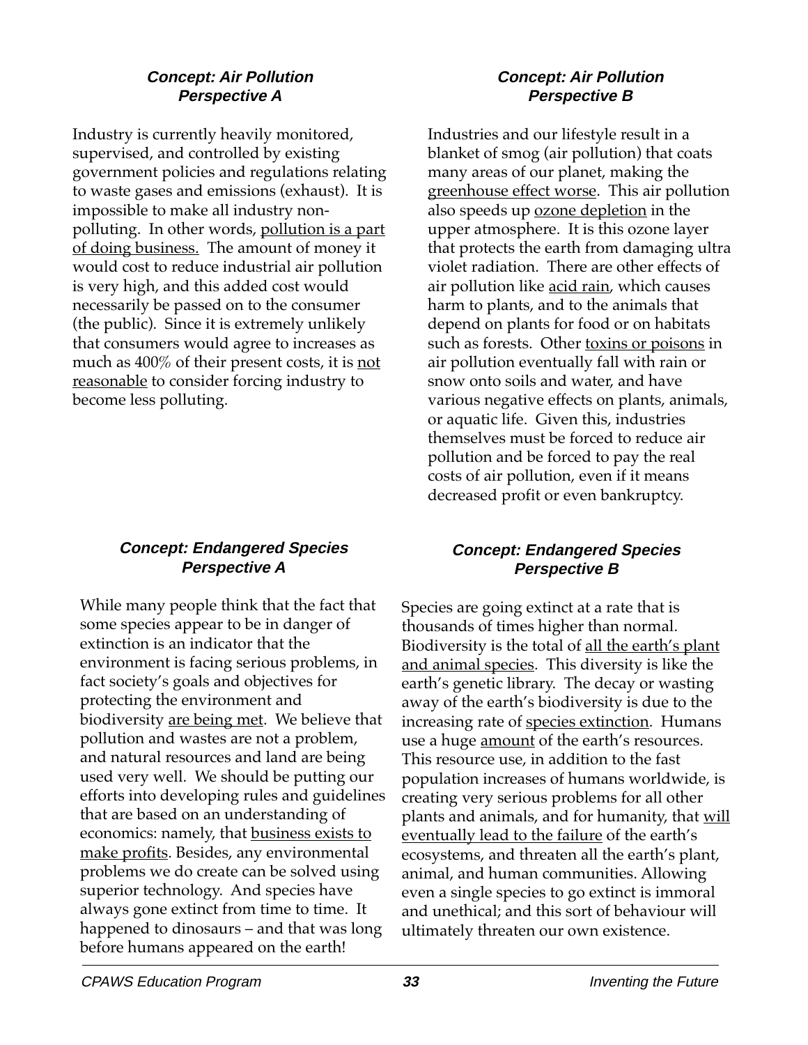### *Concept: Air Pollution*
### *Perspective A*

Industry is currently heavily monitored, supervised, and controlled by existing government policies and regulations relating to waste gases and emissions (exhaust). It is impossible to make all industry non-polluting. In other words, <u>pollution is a part of doing business.</u> The amount of money it would cost to reduce industrial air pollution is very high, and this added cost would necessarily be passed on to the consumer (the public). Since it is extremely unlikely that consumers would agree to increases as much as 400% of their present costs, it is <u>not reasonable</u> to consider forcing industry to become less polluting.

### *Concept: Air Pollution*
### *Perspective B*

Industries and our lifestyle result in a blanket of smog (air pollution) that coats many areas of our planet, making the <u>greenhouse effect worse</u>. This air pollution also speeds up <u>ozone depletion</u> in the upper atmosphere. It is this ozone layer that protects the earth from damaging ultra violet radiation. There are other effects of air pollution like <u>acid rain</u>, which causes harm to plants, and to the animals that depend on plants for food or on habitats such as forests. Other <u>toxins or poisons</u> in air pollution eventually fall with rain or snow onto soils and water, and have various negative effects on plants, animals, or aquatic life. Given this, industries themselves must be forced to reduce air pollution and be forced to pay the real costs of air pollution, even if it means decreased profit or even bankruptcy.

### *Concept: Endangered Species*
### *Perspective A*

While many people think that the fact that some species appear to be in danger of extinction is an indicator that the environment is facing serious problems, in fact society's goals and objectives for protecting the environment and biodiversity <u>are being met</u>. We believe that pollution and wastes are not a problem, and natural resources and land are being used very well. We should be putting our efforts into developing rules and guidelines that are based on an understanding of economics: namely, that <u>business exists to make profits</u>. Besides, any environmental problems we do create can be solved using superior technology. And species have always gone extinct from time to time. It happened to dinosaurs – and that was long before humans appeared on the earth!

### *Concept: Endangered Species*
### *Perspective B*

Species are going extinct at a rate that is thousands of times higher than normal. Biodiversity is the total of <u>all the earth's plant and animal species</u>. This diversity is like the earth's genetic library. The decay or wasting away of the earth's biodiversity is due to the increasing rate of <u>species extinction</u>. Humans use a huge <u>amount</u> of the earth's resources. This resource use, in addition to the fast population increases of humans worldwide, is creating very serious problems for all other plants and animals, and for humanity, that <u>will eventually lead to the failure</u> of the earth's ecosystems, and threaten all the earth's plant, animal, and human communities. Allowing even a single species to go extinct is immoral and unethical; and this sort of behaviour will ultimately threaten our own existence.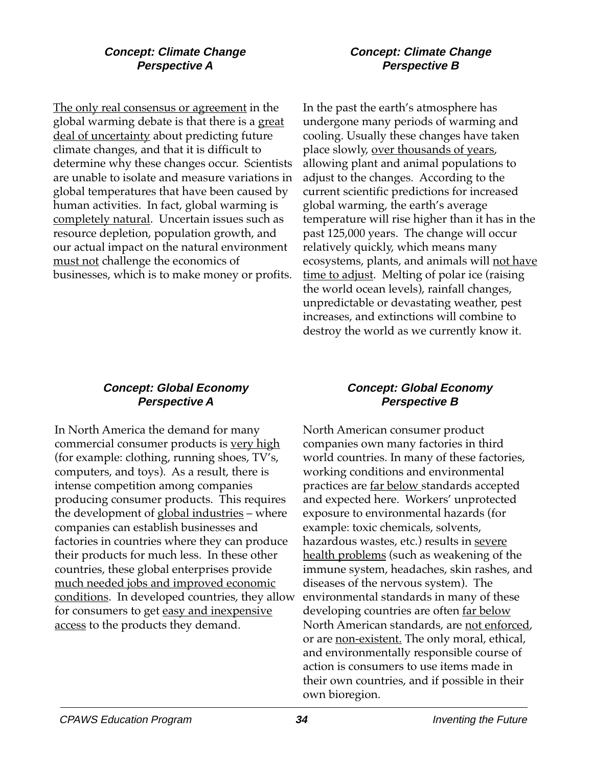### Concept: Climate Change
### Perspective A

The only real consensus or agreement in the global warming debate is that there is a great deal of uncertainty about predicting future climate changes, and that it is difficult to determine why these changes occur. Scientists are unable to isolate and measure variations in global temperatures that have been caused by human activities. In fact, global warming is completely natural. Uncertain issues such as resource depletion, population growth, and our actual impact on the natural environment must not challenge the economics of businesses, which is to make money or profits.

### Concept: Climate Change
### Perspective B

In the past the earth's atmosphere has undergone many periods of warming and cooling. Usually these changes have taken place slowly, over thousands of years, allowing plant and animal populations to adjust to the changes. According to the current scientific predictions for increased global warming, the earth's average temperature will rise higher than it has in the past 125,000 years. The change will occur relatively quickly, which means many ecosystems, plants, and animals will not have time to adjust. Melting of polar ice (raising the world ocean levels), rainfall changes, unpredictable or devastating weather, pest increases, and extinctions will combine to destroy the world as we currently know it.

### Concept: Global Economy
### Perspective A

In North America the demand for many commercial consumer products is very high (for example: clothing, running shoes, TV's, computers, and toys). As a result, there is intense competition among companies producing consumer products. This requires the development of global industries – where companies can establish businesses and factories in countries where they can produce their products for much less. In these other countries, these global enterprises provide much needed jobs and improved economic conditions. In developed countries, they allow for consumers to get easy and inexpensive access to the products they demand.

### Concept: Global Economy
### Perspective B

North American consumer product companies own many factories in third world countries. In many of these factories, working conditions and environmental practices are far below standards accepted and expected here. Workers' unprotected exposure to environmental hazards (for example: toxic chemicals, solvents, hazardous wastes, etc.) results in severe health problems (such as weakening of the immune system, headaches, skin rashes, and diseases of the nervous system). The environmental standards in many of these developing countries are often far below North American standards, are not enforced, or are non-existent. The only moral, ethical, and environmentally responsible course of action is consumers to use items made in their own countries, and if possible in their own bioregion.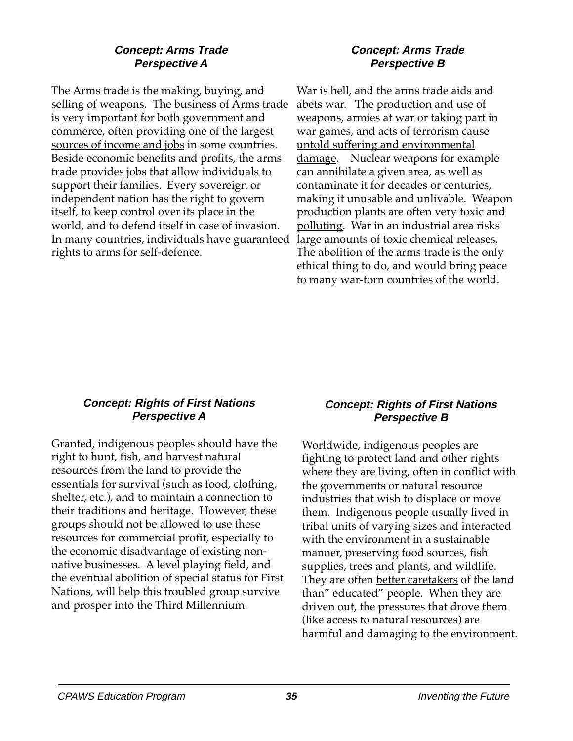### *Concept: Arms Trade*
### *Perspective A*

The Arms trade is the making, buying, and selling of weapons. The business of Arms trade is <u>very important</u> for both government and commerce, often providing <u>one of the largest sources of income and jobs</u> in some countries. Beside economic benefits and profits, the arms trade provides jobs that allow individuals to support their families. Every sovereign or independent nation has the right to govern itself, to keep control over its place in the world, and to defend itself in case of invasion. In many countries, individuals have guaranteed rights to arms for self-defence.

### *Concept: Arms Trade*
### *Perspective B*

War is hell, and the arms trade aids and abets war. The production and use of weapons, armies at war or taking part in war games, and acts of terrorism cause <u>untold suffering and environmental damage</u>. Nuclear weapons for example can annihilate a given area, as well as contaminate it for decades or centuries, making it unusable and unlivable. Weapon production plants are often <u>very toxic and polluting</u>. War in an industrial area risks <u>large amounts of toxic chemical releases</u>. The abolition of the arms trade is the only ethical thing to do, and would bring peace to many war-torn countries of the world.

### *Concept: Rights of First Nations*
### *Perspective A*

Granted, indigenous peoples should have the right to hunt, fish, and harvest natural resources from the land to provide the essentials for survival (such as food, clothing, shelter, etc.), and to maintain a connection to their traditions and heritage. However, these groups should not be allowed to use these resources for commercial profit, especially to the economic disadvantage of existing non-native businesses. A level playing field, and the eventual abolition of special status for First Nations, will help this troubled group survive and prosper into the Third Millennium.

### *Concept: Rights of First Nations*
### *Perspective B*

Worldwide, indigenous peoples are fighting to protect land and other rights where they are living, often in conflict with the governments or natural resource industries that wish to displace or move them. Indigenous people usually lived in tribal units of varying sizes and interacted with the environment in a sustainable manner, preserving food sources, fish supplies, trees and plants, and wildlife. They are often <u>better caretakers</u> of the land than" educated" people. When they are driven out, the pressures that drove them (like access to natural resources) are harmful and damaging to the environment.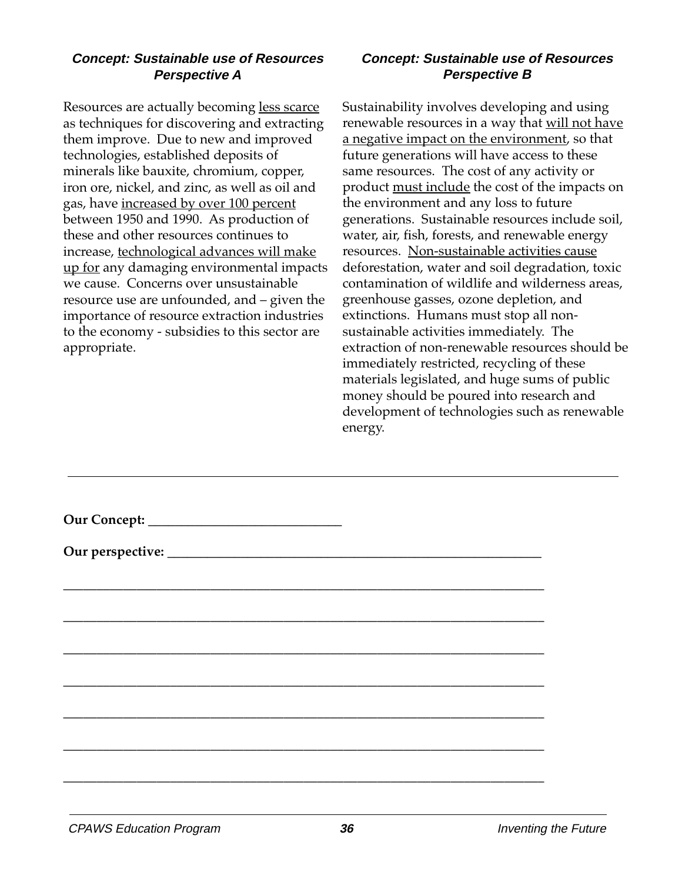### *Concept: Sustainable use of Resources*
### *Perspective A*

Resources are actually becoming <u>less scarce</u> as techniques for discovering and extracting them improve. Due to new and improved technologies, established deposits of minerals like bauxite, chromium, copper, iron ore, nickel, and zinc, as well as oil and gas, have <u>increased by over 100 percent</u> between 1950 and 1990. As production of these and other resources continues to increase, <u>technological advances will make up for</u> any damaging environmental impacts we cause. Concerns over unsustainable resource use are unfounded, and – given the importance of resource extraction industries to the economy - subsidies to this sector are appropriate.

### *Concept: Sustainable use of Resources*
### *Perspective B*

Sustainability involves developing and using renewable resources in a way that <u>will not have a negative impact on the environment</u>, so that future generations will have access to these same resources. The cost of any activity or product <u>must include</u> the cost of the impacts on the environment and any loss to future generations. Sustainable resources include soil, water, air, fish, forests, and renewable energy resources. <u>Non-sustainable activities cause</u> deforestation, water and soil degradation, toxic contamination of wildlife and wilderness areas, greenhouse gasses, ozone depletion, and extinctions. Humans must stop all non-sustainable activities immediately. The extraction of non-renewable resources should be immediately restricted, recycling of these materials legislated, and huge sums of public money should be poured into research and development of technologies such as renewable energy.

---

**Our Concept:** ______________________________

**Our perspective:** ___________________________________________________________

_____________________________________________________________________________

_____________________________________________________________________________

_____________________________________________________________________________

_____________________________________________________________________________

_____________________________________________________________________________

_____________________________________________________________________________

_____________________________________________________________________________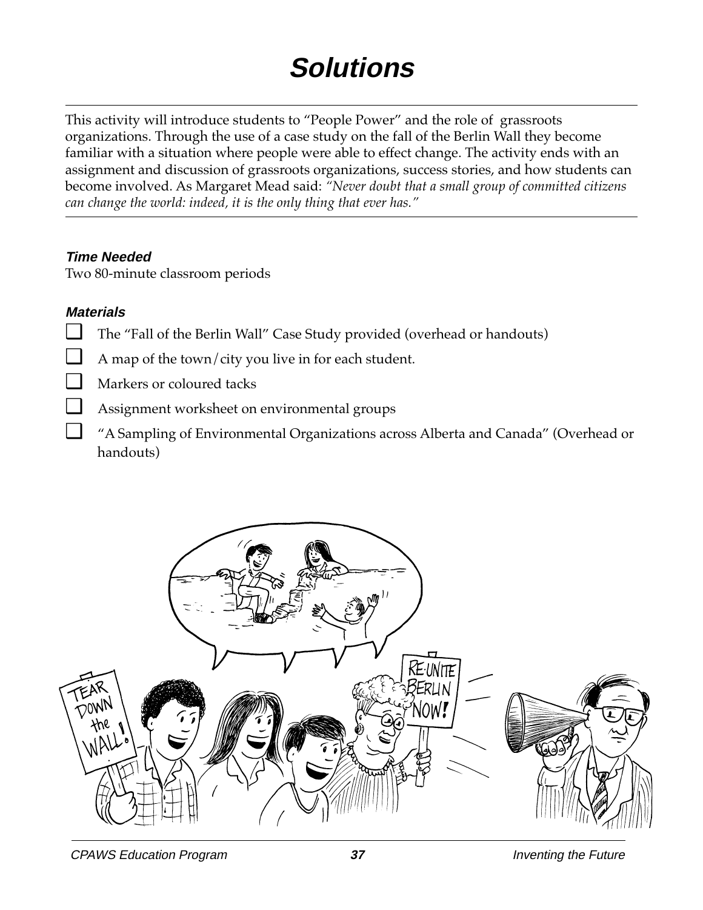# Solutions

This activity will introduce students to "People Power" and the role of grassroots organizations. Through the use of a case study on the fall of the Berlin Wall they become familiar with a situation where people were able to effect change. The activity ends with an assignment and discussion of grassroots organizations, success stories, and how students can become involved. As Margaret Mead said: *"Never doubt that a small group of committed citizens can change the world: indeed, it is the only thing that ever has."*

### Time Needed

Two 80-minute classroom periods

### Materials

- The "Fall of the Berlin Wall" Case Study provided (overhead or handouts)
- A map of the town/city you live in for each student.
- Markers or coloured tacks
- Assignment worksheet on environmental groups
- "A Sampling of Environmental Organizations across Alberta and Canada" (Overhead or handouts)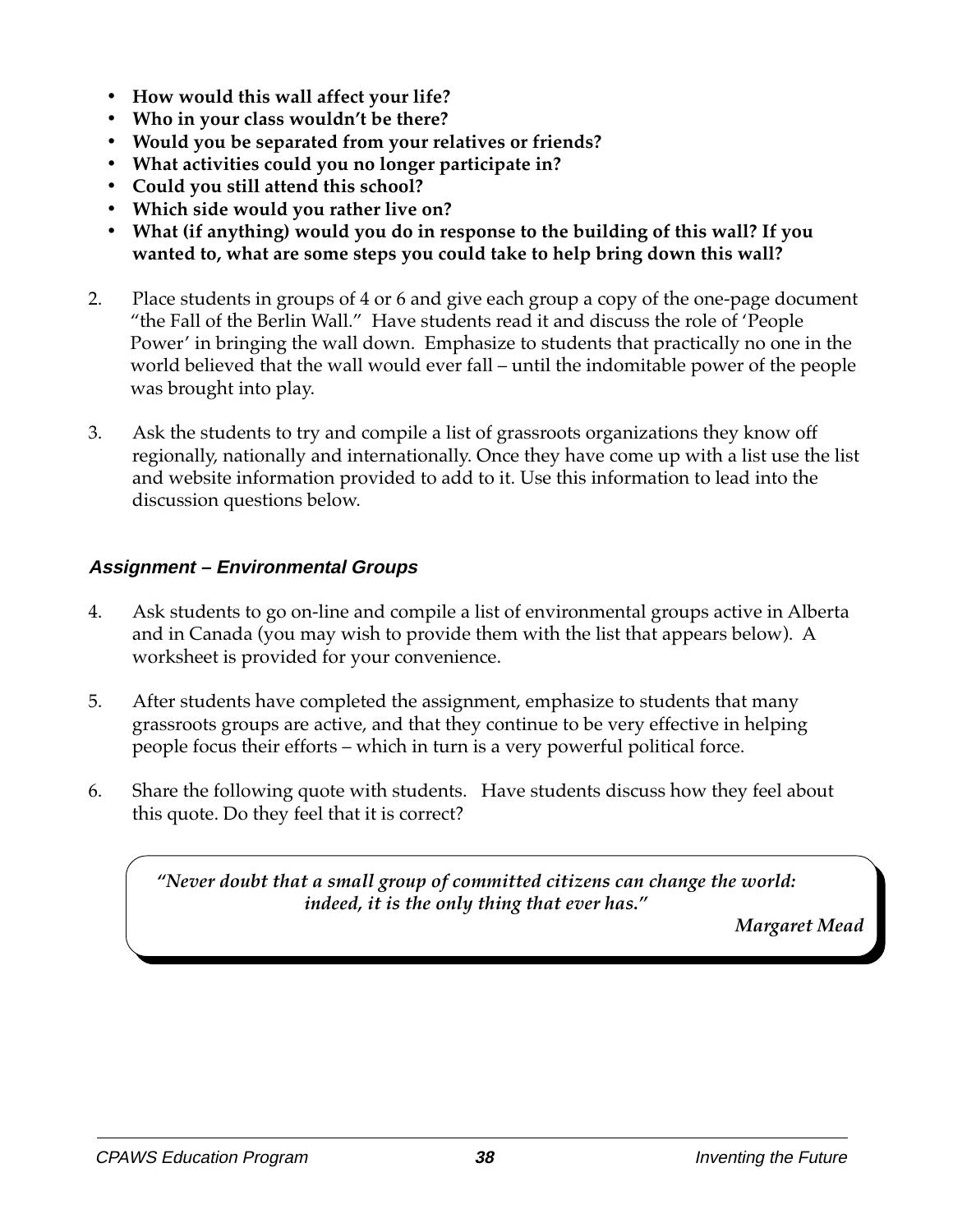- **How would this wall affect your life?**
- **Who in your class wouldn't be there?**
- **Would you be separated from your relatives or friends?**
- **What activities could you no longer participate in?**
- **Could you still attend this school?**
- **Which side would you rather live on?**
- **What (if anything) would you do in response to the building of this wall? If you wanted to, what are some steps you could take to help bring down this wall?**

2. Place students in groups of 4 or 6 and give each group a copy of the one-page document "the Fall of the Berlin Wall." Have students read it and discuss the role of 'People Power' in bringing the wall down. Emphasize to students that practically no one in the world believed that the wall would ever fall – until the indomitable power of the people was brought into play.

3. Ask the students to try and compile a list of grassroots organizations they know off regionally, nationally and internationally. Once they have come up with a list use the list and website information provided to add to it. Use this information to lead into the discussion questions below.

### *Assignment – Environmental Groups*

4. Ask students to go on-line and compile a list of environmental groups active in Alberta and in Canada (you may wish to provide them with the list that appears below). A worksheet is provided for your convenience.

5. After students have completed the assignment, emphasize to students that many grassroots groups are active, and that they continue to be very effective in helping people focus their efforts – which in turn is a very powerful political force.

6. Share the following quote with students. Have students discuss how they feel about this quote. Do they feel that it is correct?

> ***"Never doubt that a small group of committed citizens can change the world: indeed, it is the only thing that ever has."***
>
> ***Margaret Mead***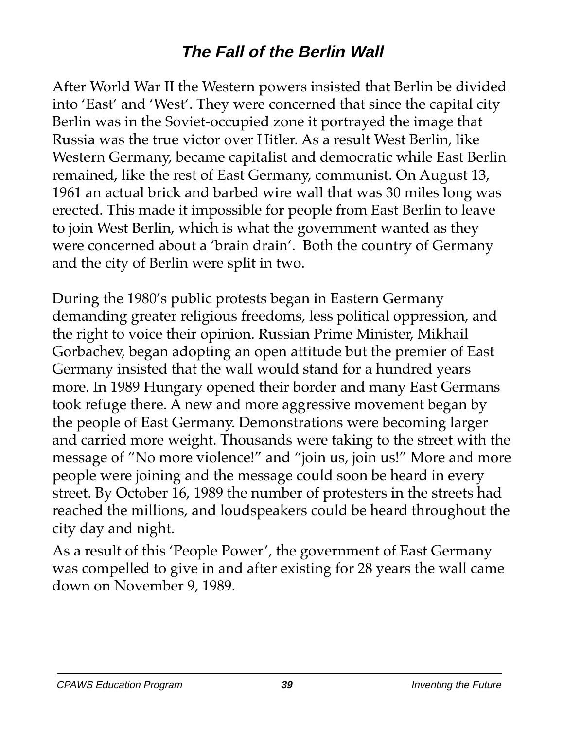# *The Fall of the Berlin Wall*

After World War II the Western powers insisted that Berlin be divided into 'East' and 'West'. They were concerned that since the capital city Berlin was in the Soviet-occupied zone it portrayed the image that Russia was the true victor over Hitler. As a result West Berlin, like Western Germany, became capitalist and democratic while East Berlin remained, like the rest of East Germany, communist. On August 13, 1961 an actual brick and barbed wire wall that was 30 miles long was erected. This made it impossible for people from East Berlin to leave to join West Berlin, which is what the government wanted as they were concerned about a 'brain drain'. Both the country of Germany and the city of Berlin were split in two.

During the 1980's public protests began in Eastern Germany demanding greater religious freedoms, less political oppression, and the right to voice their opinion. Russian Prime Minister, Mikhail Gorbachev, began adopting an open attitude but the premier of East Germany insisted that the wall would stand for a hundred years more. In 1989 Hungary opened their border and many East Germans took refuge there. A new and more aggressive movement began by the people of East Germany. Demonstrations were becoming larger and carried more weight. Thousands were taking to the street with the message of "No more violence!" and "join us, join us!" More and more people were joining and the message could soon be heard in every street. By October 16, 1989 the number of protesters in the streets had reached the millions, and loudspeakers could be heard throughout the city day and night.

As a result of this 'People Power', the government of East Germany was compelled to give in and after existing for 28 years the wall came down on November 9, 1989.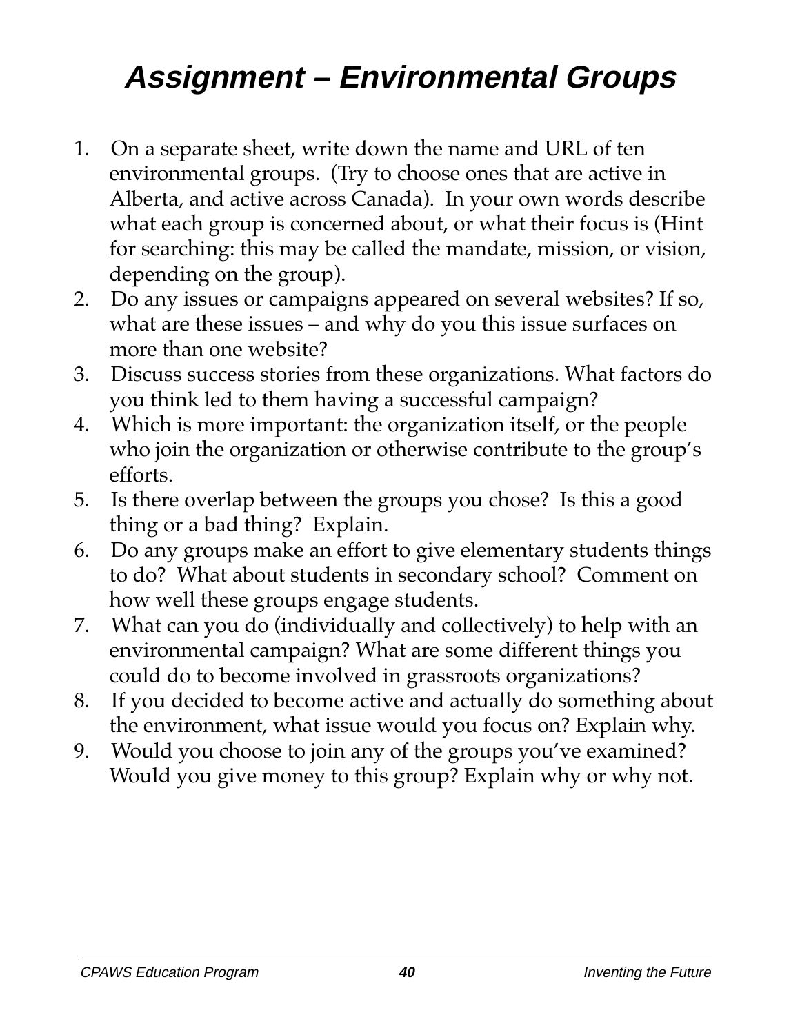# *Assignment – Environmental Groups*

1. On a separate sheet, write down the name and URL of ten environmental groups. (Try to choose ones that are active in Alberta, and active across Canada). In your own words describe what each group is concerned about, or what their focus is (Hint for searching: this may be called the mandate, mission, or vision, depending on the group).
2. Do any issues or campaigns appeared on several websites? If so, what are these issues – and why do you this issue surfaces on more than one website?
3. Discuss success stories from these organizations. What factors do you think led to them having a successful campaign?
4. Which is more important: the organization itself, or the people who join the organization or otherwise contribute to the group's efforts.
5. Is there overlap between the groups you chose? Is this a good thing or a bad thing? Explain.
6. Do any groups make an effort to give elementary students things to do? What about students in secondary school? Comment on how well these groups engage students.
7. What can you do (individually and collectively) to help with an environmental campaign? What are some different things you could do to become involved in grassroots organizations?
8. If you decided to become active and actually do something about the environment, what issue would you focus on? Explain why.
9. Would you choose to join any of the groups you've examined? Would you give money to this group? Explain why or why not.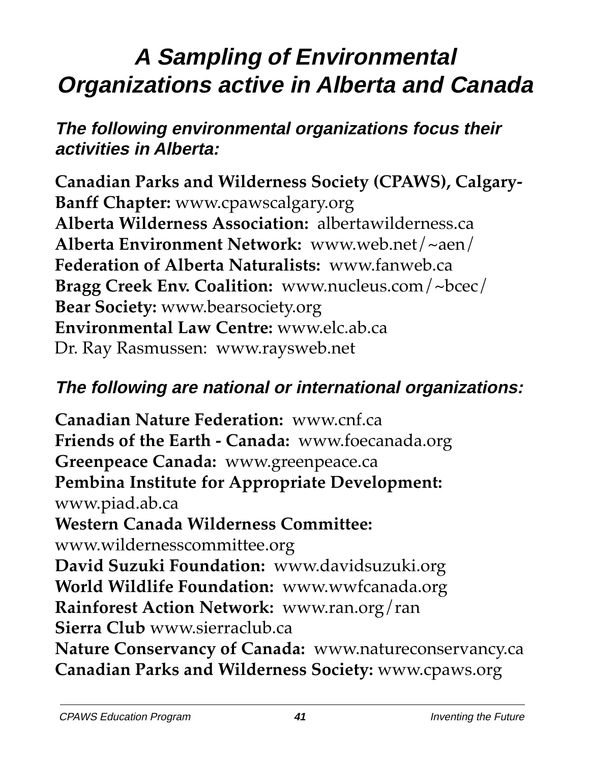# A Sampling of Environmental Organizations active in Alberta and Canada

### *The following environmental organizations focus their activities in Alberta:*

**Canadian Parks and Wilderness Society (CPAWS), Calgary-Banff Chapter:** www.cpawscalgary.org
**Alberta Wilderness Association:** albertawilderness.ca
**Alberta Environment Network:** www.web.net/~aen/
**Federation of Alberta Naturalists:** www.fanweb.ca
**Bragg Creek Env. Coalition:** www.nucleus.com/~bcec/
**Bear Society:** www.bearsociety.org
**Environmental Law Centre:** www.elc.ab.ca
Dr. Ray Rasmussen: www.raysweb.net

### *The following are national or international organizations:*

**Canadian Nature Federation:** www.cnf.ca
**Friends of the Earth - Canada:** www.foecanada.org
**Greenpeace Canada:** www.greenpeace.ca
**Pembina Institute for Appropriate Development:** www.piad.ab.ca
**Western Canada Wilderness Committee:** www.wildernesscommittee.org
**David Suzuki Foundation:** www.davidsuzuki.org
**World Wildlife Foundation:** www.wwfcanada.org
**Rainforest Action Network:** www.ran.org/ran
**Sierra Club** www.sierraclub.ca
**Nature Conservancy of Canada:** www.natureconservancy.ca
**Canadian Parks and Wilderness Society:** www.cpaws.org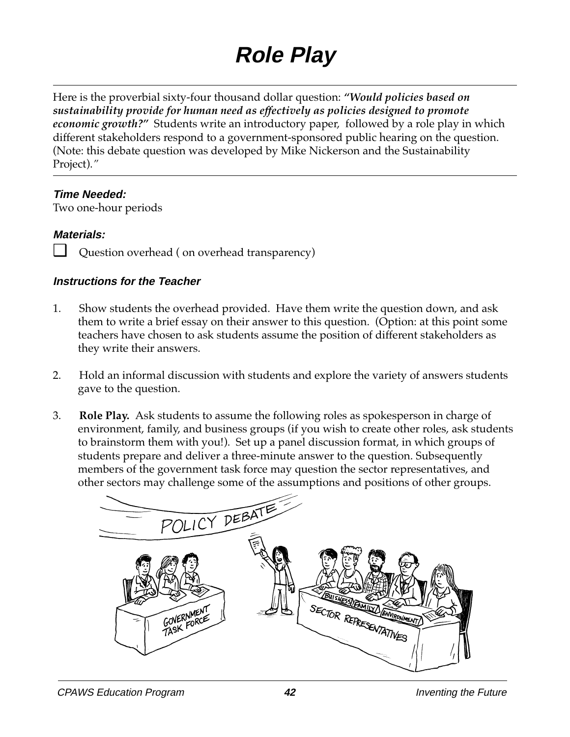# Role Play

Here is the proverbial sixty-four thousand dollar question: ***"Would policies based on sustainability provide for human need as effectively as policies designed to promote economic growth?"*** Students write an introductory paper, followed by a role play in which different stakeholders respond to a government-sponsored public hearing on the question. (Note: this debate question was developed by Mike Nickerson and the Sustainability Project)."

***Time Needed:***

Two one-hour periods

***Materials:***

- ❑ Question overhead ( on overhead transparency)

***Instructions for the Teacher***

1. Show students the overhead provided. Have them write the question down, and ask them to write a brief essay on their answer to this question. (Option: at this point some teachers have chosen to ask students assume the position of different stakeholders as they write their answers.

2. Hold an informal discussion with students and explore the variety of answers students gave to the question.

3. **Role Play.** Ask students to assume the following roles as spokesperson in charge of environment, family, and business groups (if you wish to create other roles, ask students to brainstorm them with you!). Set up a panel discussion format, in which groups of students prepare and deliver a three-minute answer to the question. Subsequently members of the government task force may question the sector representatives, and other sectors may challenge some of the assumptions and positions of other groups.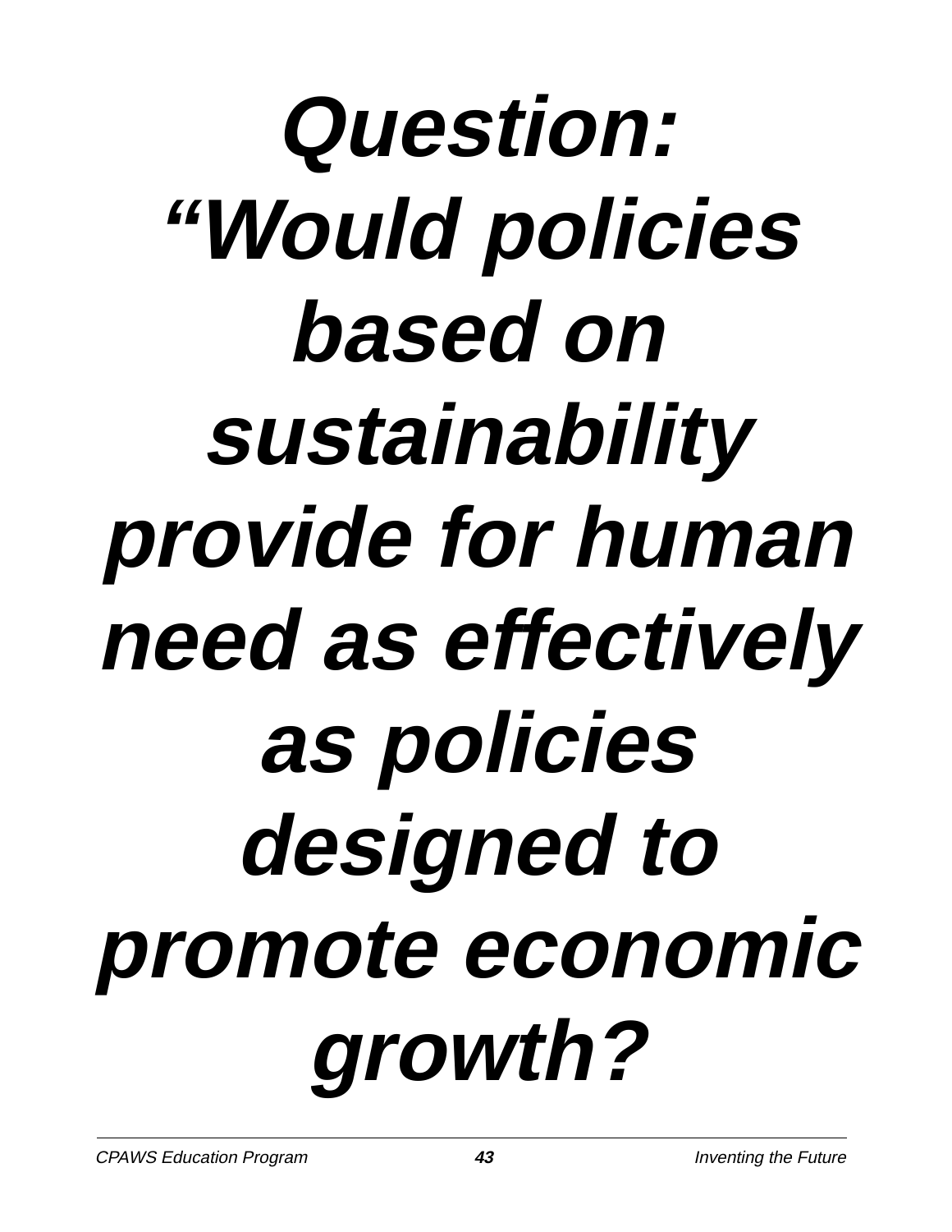# *Question:*

# *"Would policies based on sustainability provide for human need as effectively as policies designed to promote economic growth?*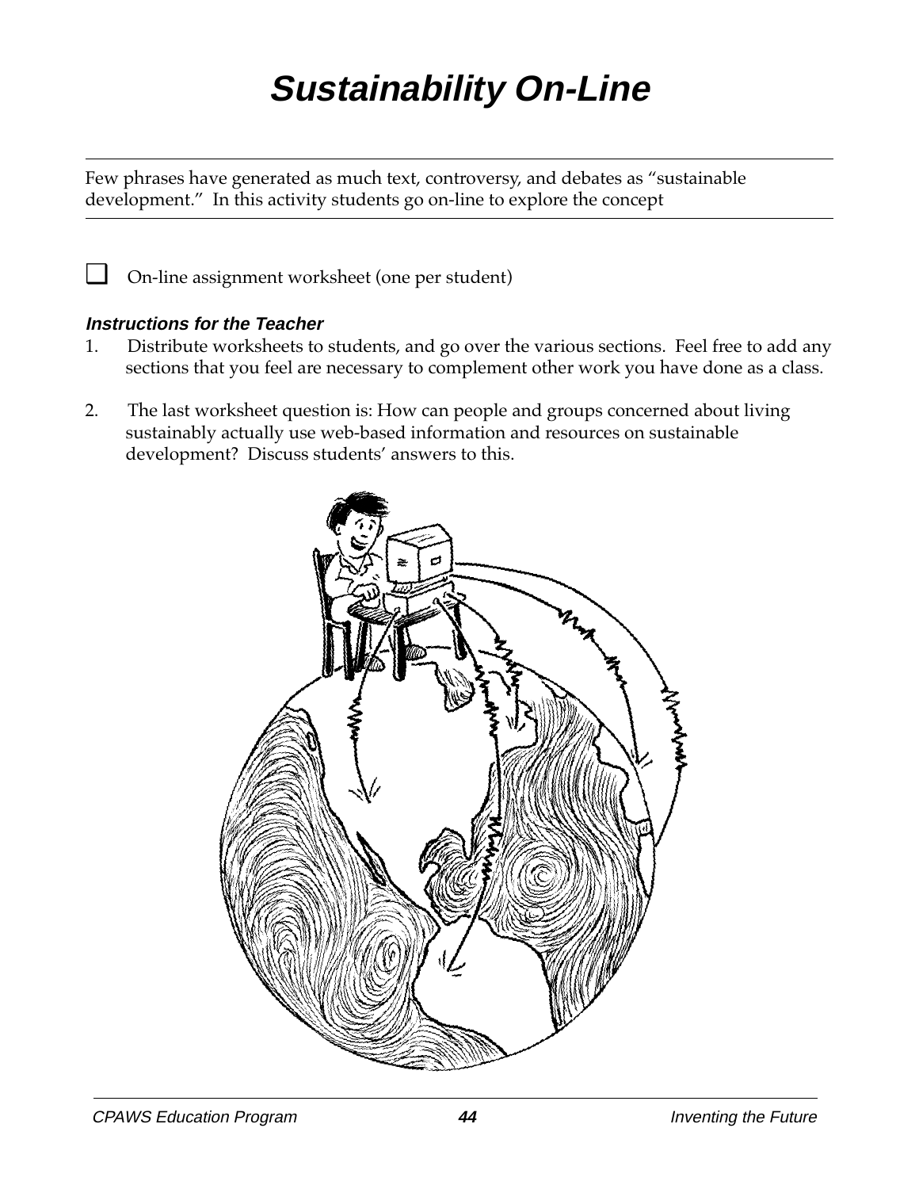# Sustainability On-Line

Few phrases have generated as much text, controversy, and debates as “sustainable development.” In this activity students go on-line to explore the concept

- ❑ On-line assignment worksheet (one per student)

### *Instructions for the Teacher*

1. Distribute worksheets to students, and go over the various sections. Feel free to add any sections that you feel are necessary to complement other work you have done as a class.

2. The last worksheet question is: How can people and groups concerned about living sustainably actually use web-based information and resources on sustainable development? Discuss students’ answers to this.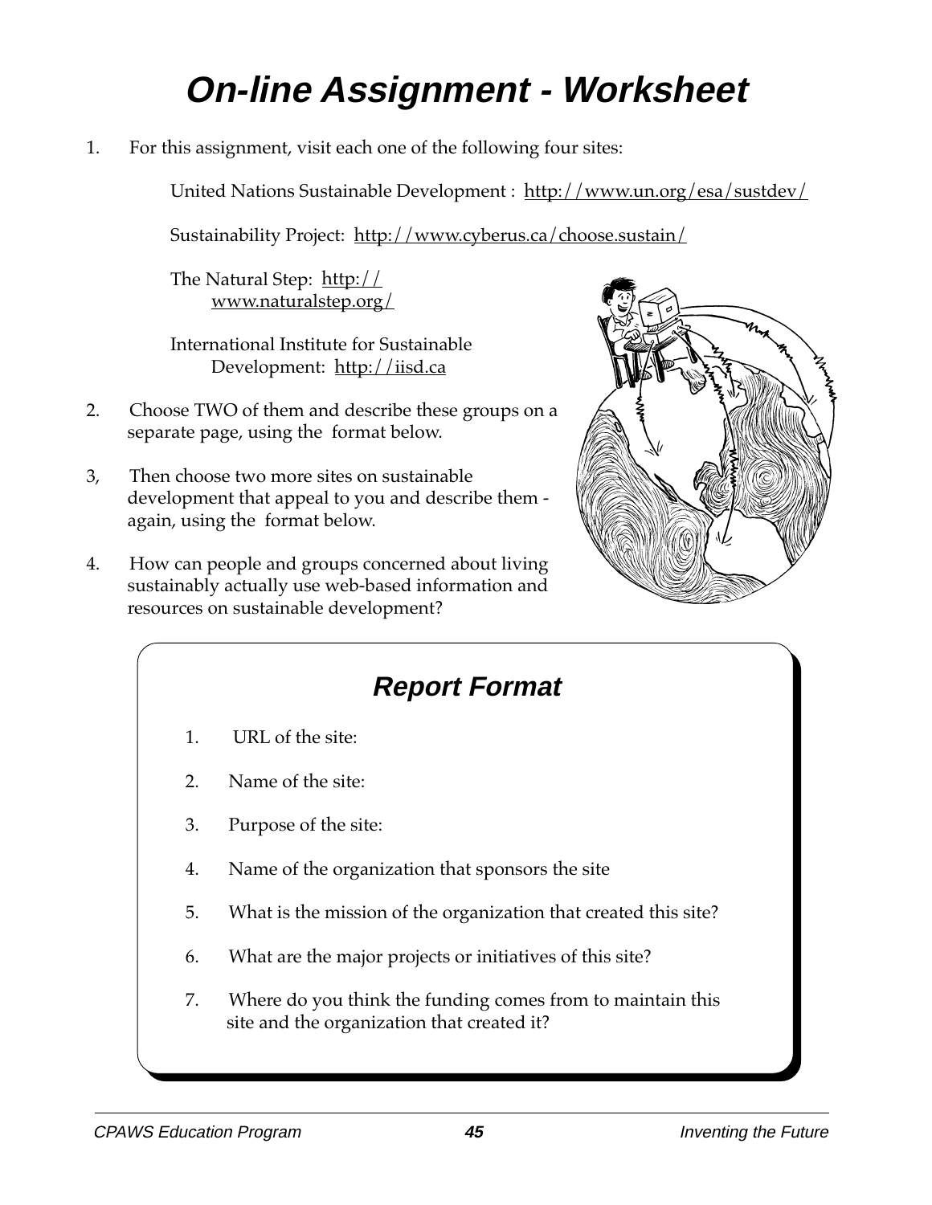# On-line Assignment - Worksheet

1. For this assignment, visit each one of the following four sites:

   United Nations Sustainable Development : http://www.un.org/esa/sustdev/

   Sustainability Project: http://www.cyberus.ca/choose.sustain/

   The Natural Step: http://www.naturalstep.org/

   International Institute for Sustainable Development: http://iisd.ca

2. Choose TWO of them and describe these groups on a separate page, using the format below.

3, Then choose two more sites on sustainable development that appeal to you and describe them - again, using the format below.

4. How can people and groups concerned about living sustainably actually use web-based information and resources on sustainable development?

## Report Format

1. URL of the site:
2. Name of the site:
3. Purpose of the site:
4. Name of the organization that sponsors the site
5. What is the mission of the organization that created this site?
6. What are the major projects or initiatives of this site?
7. Where do you think the funding comes from to maintain this site and the organization that created it?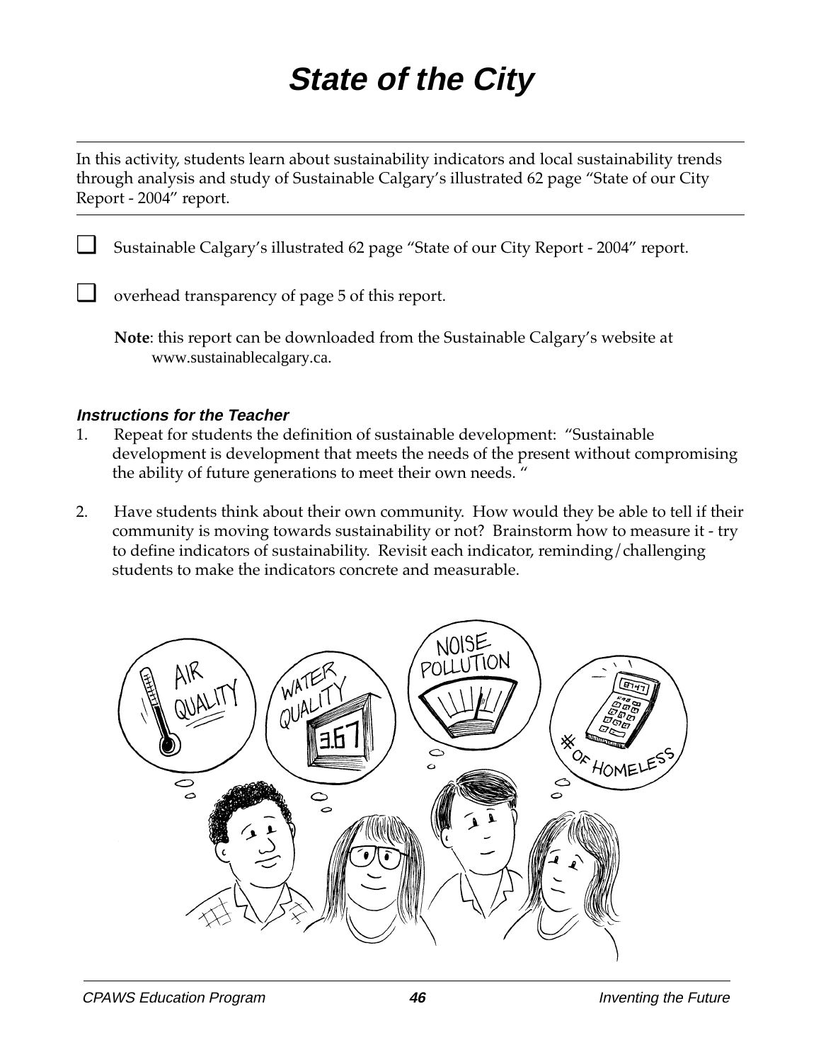# State of the City

---

In this activity, students learn about sustainability indicators and local sustainability trends through analysis and study of Sustainable Calgary's illustrated 62 page "State of our City Report - 2004" report.

---

- ❑ Sustainable Calgary's illustrated 62 page "State of our City Report - 2004" report.
- ❑ overhead transparency of page 5 of this report.

**Note**: this report can be downloaded from the Sustainable Calgary's website at www.sustainablecalgary.ca.

### *Instructions for the Teacher*

1. Repeat for students the definition of sustainable development: "Sustainable development is development that meets the needs of the present without compromising the ability of future generations to meet their own needs. "

2. Have students think about their own community. How would they be able to tell if their community is moving towards sustainability or not? Brainstorm how to measure it - try to define indicators of sustainability. Revisit each indicator, reminding/challenging students to make the indicators concrete and measurable.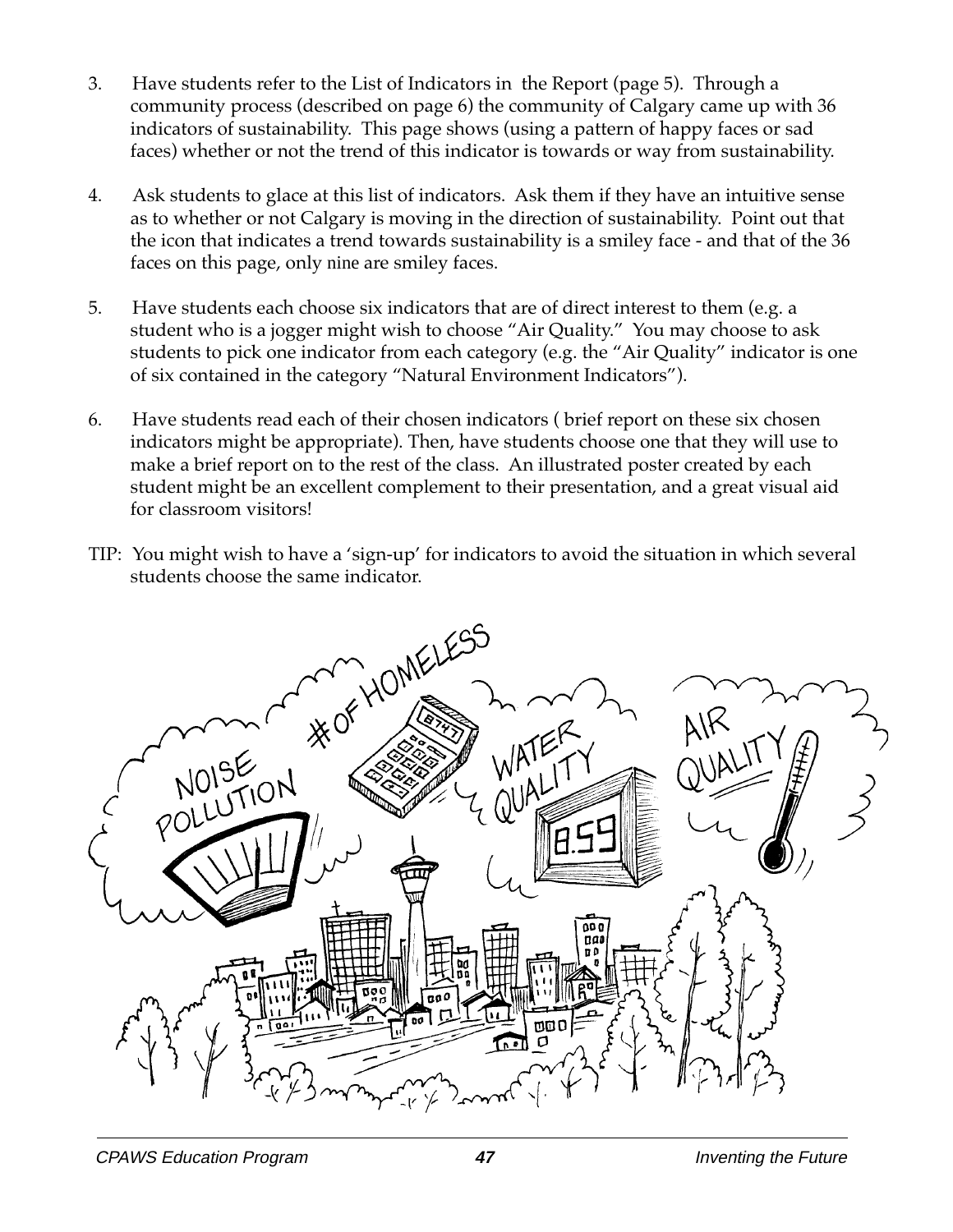3. Have students refer to the List of Indicators in the Report (page 5). Through a community process (described on page 6) the community of Calgary came up with 36 indicators of sustainability. This page shows (using a pattern of happy faces or sad faces) whether or not the trend of this indicator is towards or way from sustainability.

4. Ask students to glace at this list of indicators. Ask them if they have an intuitive sense as to whether or not Calgary is moving in the direction of sustainability. Point out that the icon that indicates a trend towards sustainability is a smiley face - and that of the 36 faces on this page, only nine are smiley faces.

5. Have students each choose six indicators that are of direct interest to them (e.g. a student who is a jogger might wish to choose "Air Quality." You may choose to ask students to pick one indicator from each category (e.g. the "Air Quality" indicator is one of six contained in the category "Natural Environment Indicators").

6. Have students read each of their chosen indicators ( brief report on these six chosen indicators might be appropriate). Then, have students choose one that they will use to make a brief report on to the rest of the class. An illustrated poster created by each student might be an excellent complement to their presentation, and a great visual aid for classroom visitors!

TIP: You might wish to have a 'sign-up' for indicators to avoid the situation in which several students choose the same indicator.